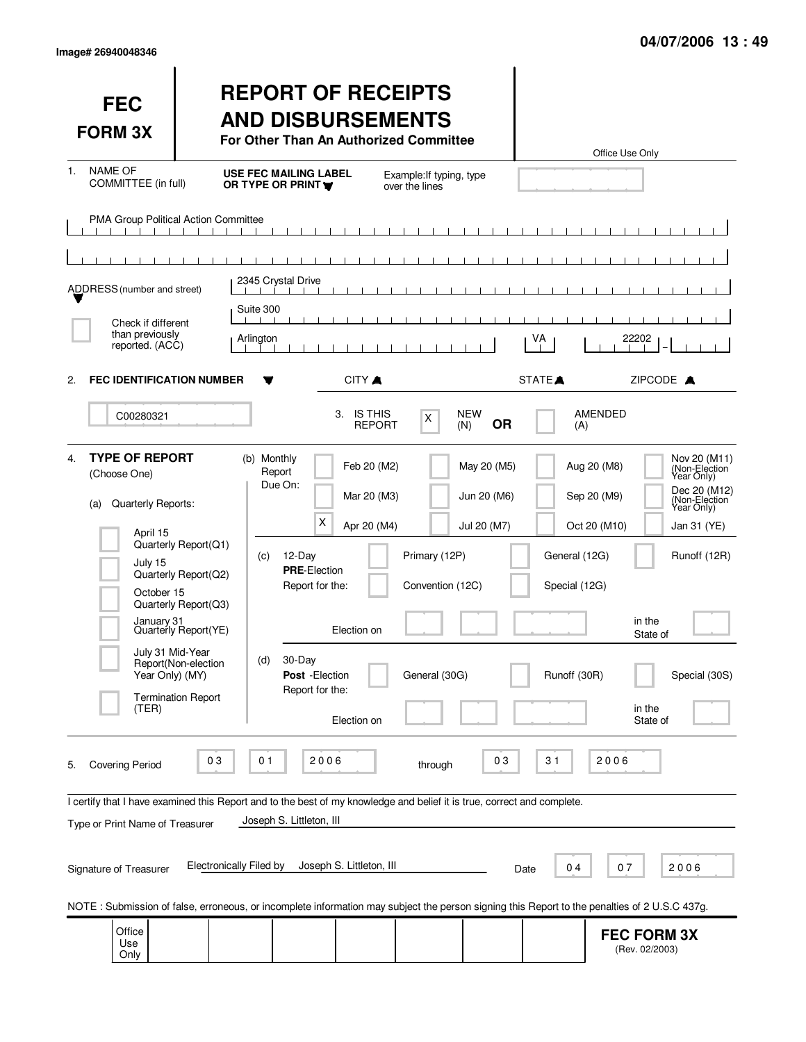Image# 26940048346

04/07/2006 13 : 49

# FEC FORM 3X

# REPORT OF RECEIPTS AND DISBURSEMENTS

**For Other Than An Authorized Committee**

Office Use Only

1. NAME OF COMMITTEE (in full) — **USE FEC MAILING LABEL OR TYPE OR PRINT** — Example: If typing, type over the lines

PMA Group Political Action Committee

ADDRESS (number and street)

2345 Crystal Drive

Suite 300

Arlington — VA — 22202

☐ Check if different than previously reported. (ACC)

CITY ▲ STATE ▲ ZIPCODE ▲

2. **FEC IDENTIFICATION NUMBER**

C00280321

3. IS THIS REPORT [X] NEW (N) **OR** [ ] AMENDED (A)

4. **TYPE OF REPORT** (Choose One)

(a) Quarterly Reports:

- [ ] April 15 Quarterly Report (Q1)
- [ ] July 15 Quarterly Report (Q2)
- [ ] October 15 Quarterly Report (Q3)
- [ ] January 31 Quarterly Report (YE)
- [ ] July 31 Mid-Year Report (Non-election Year Only) (MY)
- [ ] Termination Report (TER)

(b) Monthly Report Due On:

- [ ] Feb 20 (M2)
- [ ] Mar 20 (M3)
- [X] Apr 20 (M4)
- [ ] May 20 (M5)
- [ ] Jun 20 (M6)
- [ ] Jul 20 (M7)
- [ ] Aug 20 (M8)
- [ ] Sep 20 (M9)
- [ ] Oct 20 (M10)
- [ ] Nov 20 (M11) (Non-Election Year Only)
- [ ] Dec 20 (M12) (Non-Election Year Only)
- [ ] Jan 31 (YE)

(c) 12-Day **PRE**-Election Report for the:

- [ ] Primary (12P)
- [ ] General (12G)
- [ ] Runoff (12R)
- [ ] Convention (12C)
- [ ] Special (12G)

Election on ______ in the State of ____

(d) 30-Day **Post**-Election Report for the:

- [ ] General (30G)
- [ ] Runoff (30R)
- [ ] Special (30S)

Election on ______ in the State of ____

5. Covering Period 03 01 2006 through 03 31 2006

I certify that I have examined this Report and to the best of my knowledge and belief it is true, correct and complete.

Type or Print Name of Treasurer: Joseph S. Littleton, III

Signature of Treasurer: Electronically Filed by Joseph S. Littleton, III — Date 04 07 2006

NOTE : Submission of false, erroneous, or incomplete information may subject the person signing this Report to the penalties of 2 U.S.C 437g.

Office Use Only

**FEC FORM 3X** (Rev. 02/2003)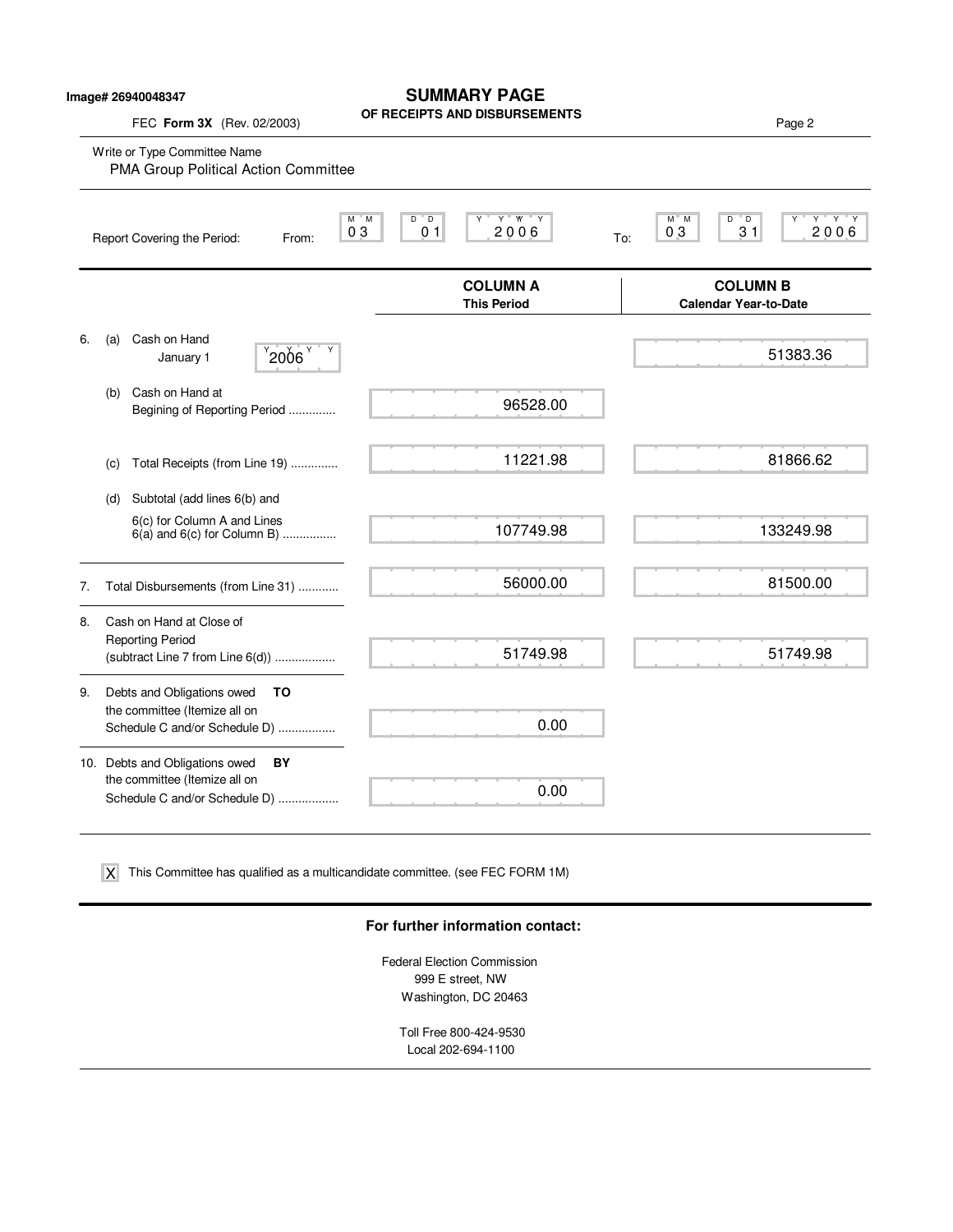Image# 26940048347

# SUMMARY PAGE
## OF RECEIPTS AND DISBURSEMENTS

FEC **Form 3X** (Rev. 02/2003)

Write or Type Committee Name
PMA Group Political Action Committee

Report Covering the Period: From: 03 01 2006 To: 03 31 2006

| | | COLUMN A<br>This Period | COLUMN B<br>Calendar Year-to-Date |
|---|---|---|---|
| 6. | (a) Cash on Hand January 1 2006 | | 51383.36 |
| | (b) Cash on Hand at Begining of Reporting Period .............. | 96528.00 | |
| | (c) Total Receipts (from Line 19) .............. | 11221.98 | 81866.62 |
| | (d) Subtotal (add lines 6(b) and 6(c) for Column A and Lines 6(a) and 6(c) for Column B) ................ | 107749.98 | 133249.98 |
| 7. | Total Disbursements (from Line 31) ............ | 56000.00 | 81500.00 |
| 8. | Cash on Hand at Close of Reporting Period (subtract Line 7 from Line 6(d)) .................. | 51749.98 | 51749.98 |
| 9. | Debts and Obligations owed **TO** the committee (Itemize all on Schedule C and/or Schedule D) ................. | 0.00 | |
| 10. | Debts and Obligations owed **BY** the committee (Itemize all on Schedule C and/or Schedule D) .................. | 0.00 | |

[X] This Committee has qualified as a multicandidate committee. (see FEC FORM 1M)

**For further information contact:**

Federal Election Commission
999 E street, NW
Washington, DC 20463

Toll Free 800-424-9530
Local 202-694-1100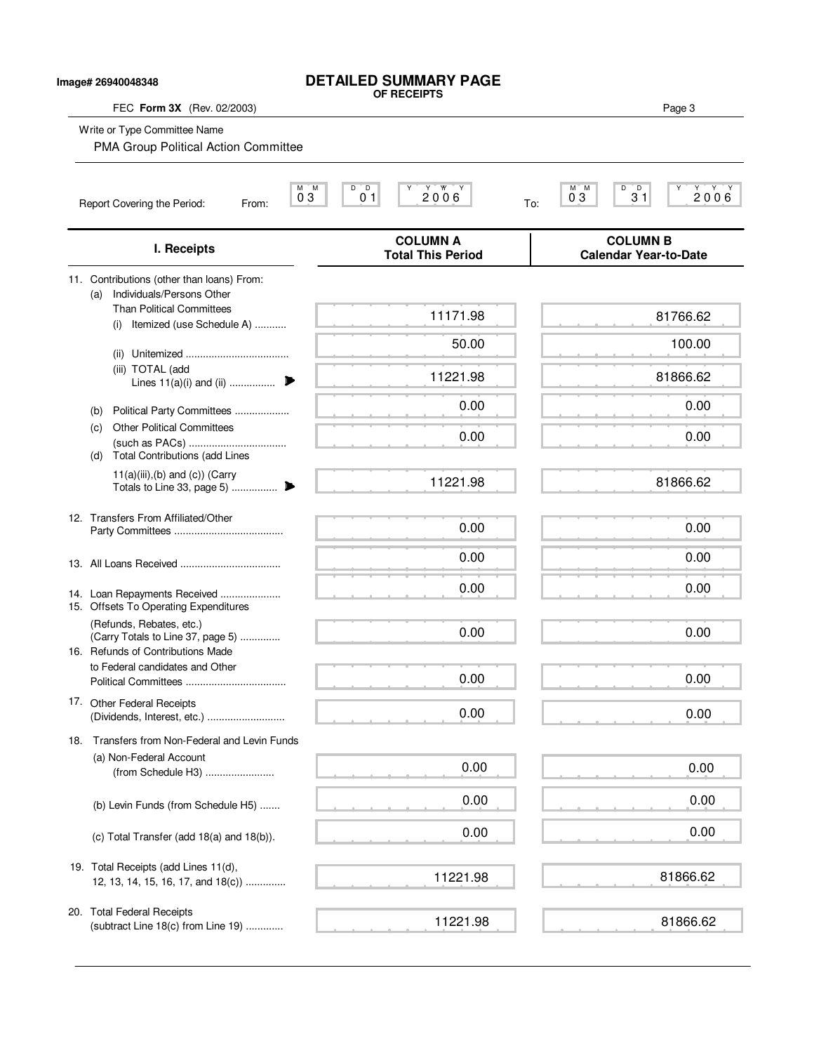Image# 26940048348

# DETAILED SUMMARY PAGE
**OF RECEIPTS**

FEC **Form 3X** (Rev. 02/2003)

Write or Type Committee Name

PMA Group Political Action Committee

Report Covering the Period: From: 03 01 2006 To: 03 31 2006

| I. Receipts | COLUMN A Total This Period | COLUMN B Calendar Year-to-Date |
|---|---|---|
| 11. Contributions (other than loans) From: | | |
| (a) Individuals/Persons Other Than Political Committees | | |
| (i) Itemized (use Schedule A) ........... | 11171.98 | 81766.62 |
| (ii) Unitemized ................................... | 50.00 | 100.00 |
| (iii) TOTAL (add Lines 11(a)(i) and (ii) ................ | 11221.98 | 81866.62 |
| (b) Political Party Committees ................... | 0.00 | 0.00 |
| (c) Other Political Committees (such as PACs) ................................. | 0.00 | 0.00 |
| (d) Total Contributions (add Lines 11(a)(iii),(b) and (c)) (Carry Totals to Line 33, page 5) ................ | 11221.98 | 81866.62 |
| 12. Transfers From Affiliated/Other Party Committees ..................................... | 0.00 | 0.00 |
| 13. All Loans Received .................................. | 0.00 | 0.00 |
| 14. Loan Repayments Received ..................... | 0.00 | 0.00 |
| 15. Offsets To Operating Expenditures (Refunds, Rebates, etc.) (Carry Totals to Line 37, page 5) ............. | 0.00 | 0.00 |
| 16. Refunds of Contributions Made to Federal candidates and Other Political Committees .................................. | 0.00 | 0.00 |
| 17. Other Federal Receipts (Dividends, Interest, etc.) .......................... | 0.00 | 0.00 |
| 18. Transfers from Non-Federal and Levin Funds | | |
| (a) Non-Federal Account (from Schedule H3) ........................ | 0.00 | 0.00 |
| (b) Levin Funds (from Schedule H5) ....... | 0.00 | 0.00 |
| (c) Total Transfer (add 18(a) and 18(b)). | 0.00 | 0.00 |
| 19. Total Receipts (add Lines 11(d), 12, 13, 14, 15, 16, 17, and 18(c)) ............. | 11221.98 | 81866.62 |
| 20. Total Federal Receipts (subtract Line 18(c) from Line 19) ............. | 11221.98 | 81866.62 |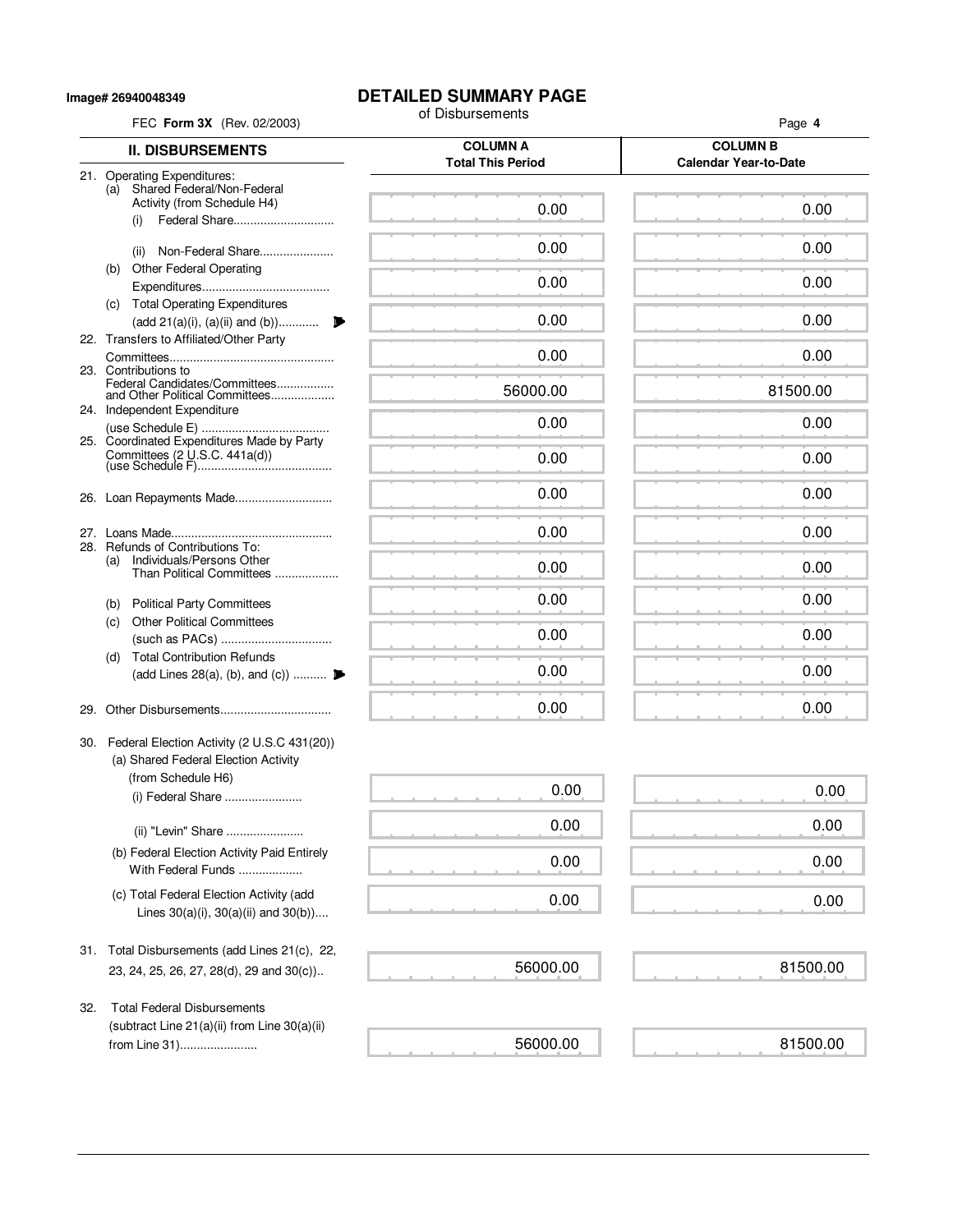Image# 26940048349

# DETAILED SUMMARY PAGE

of Disbursements

FEC **Form 3X** (Rev. 02/2003)

| II. DISBURSEMENTS | COLUMN A Total This Period | COLUMN B Calendar Year-to-Date |
|---|---|---|
| 21. Operating Expenditures: (a) Shared Federal/Non-Federal Activity (from Schedule H4) (i) Federal Share | 0.00 | 0.00 |
| (ii) Non-Federal Share | 0.00 | 0.00 |
| (b) Other Federal Operating Expenditures | 0.00 | 0.00 |
| (c) Total Operating Expenditures (add 21(a)(i), (a)(ii) and (b)) | 0.00 | 0.00 |
| 22. Transfers to Affiliated/Other Party Committees | 0.00 | 0.00 |
| 23. Contributions to Federal Candidates/Committees and Other Political Committees | 56000.00 | 81500.00 |
| 24. Independent Expenditure (use Schedule E) | 0.00 | 0.00 |
| 25. Coordinated Expenditures Made by Party Committees (2 U.S.C. 441a(d)) (use Schedule F) | 0.00 | 0.00 |
| 26. Loan Repayments Made | 0.00 | 0.00 |
| 27. Loans Made | 0.00 | 0.00 |
| 28. Refunds of Contributions To: (a) Individuals/Persons Other Than Political Committees | 0.00 | 0.00 |
| (b) Political Party Committees | 0.00 | 0.00 |
| (c) Other Political Committees (such as PACs) | 0.00 | 0.00 |
| (d) Total Contribution Refunds (add Lines 28(a), (b), and (c)) | 0.00 | 0.00 |
| 29. Other Disbursements | 0.00 | 0.00 |
| 30. Federal Election Activity (2 U.S.C 431(20)) (a) Shared Federal Election Activity (from Schedule H6) (i) Federal Share | 0.00 | 0.00 |
| (ii) "Levin" Share | 0.00 | 0.00 |
| (b) Federal Election Activity Paid Entirely With Federal Funds | 0.00 | 0.00 |
| (c) Total Federal Election Activity (add Lines 30(a)(i), 30(a)(ii) and 30(b)) | 0.00 | 0.00 |
| 31. Total Disbursements (add Lines 21(c), 22, 23, 24, 25, 26, 27, 28(d), 29 and 30(c)) | 56000.00 | 81500.00 |
| 32. Total Federal Disbursements (subtract Line 21(a)(ii) from Line 30(a)(ii) from Line 31) | 56000.00 | 81500.00 |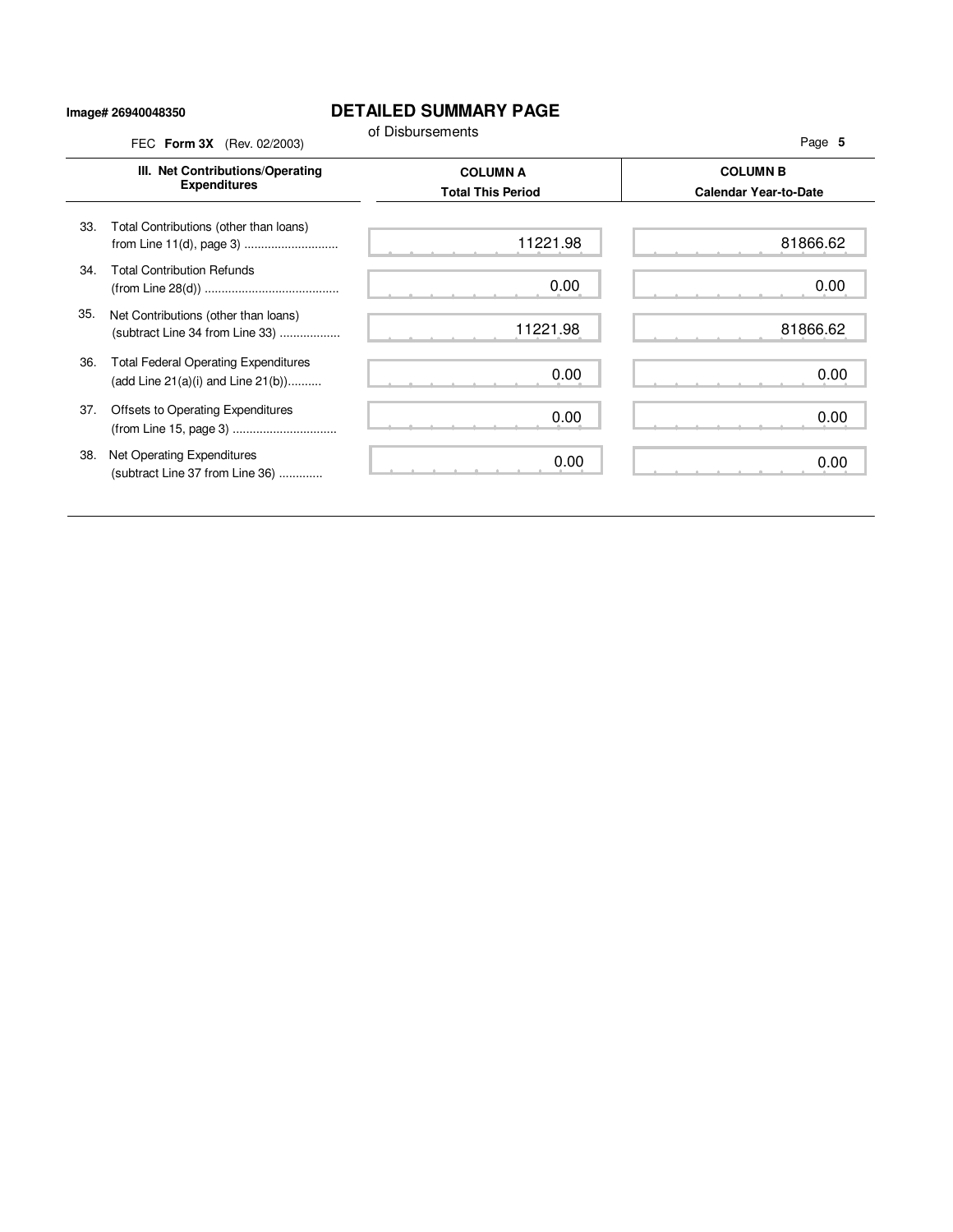Image# 26940048350

# DETAILED SUMMARY PAGE

of Disbursements

FEC **Form 3X** (Rev. 02/2003)

| III. Net Contributions/Operating Expenditures | COLUMN A Total This Period | COLUMN B Calendar Year-to-Date |
| --- | --- | --- |
| 33. Total Contributions (other than loans) from Line 11(d), page 3 ............................ | 11221.98 | 81866.62 |
| 34. Total Contribution Refunds (from Line 28(d)) ........................................ | 0.00 | 0.00 |
| 35. Net Contributions (other than loans) (subtract Line 34 from Line 33) .................. | 11221.98 | 81866.62 |
| 36. Total Federal Operating Expenditures (add Line 21(a)(i) and Line 21(b)).......... | 0.00 | 0.00 |
| 37. Offsets to Operating Expenditures (from Line 15, page 3) ............................... | 0.00 | 0.00 |
| 38. Net Operating Expenditures (subtract Line 37 from Line 36) ............. | 0.00 | 0.00 |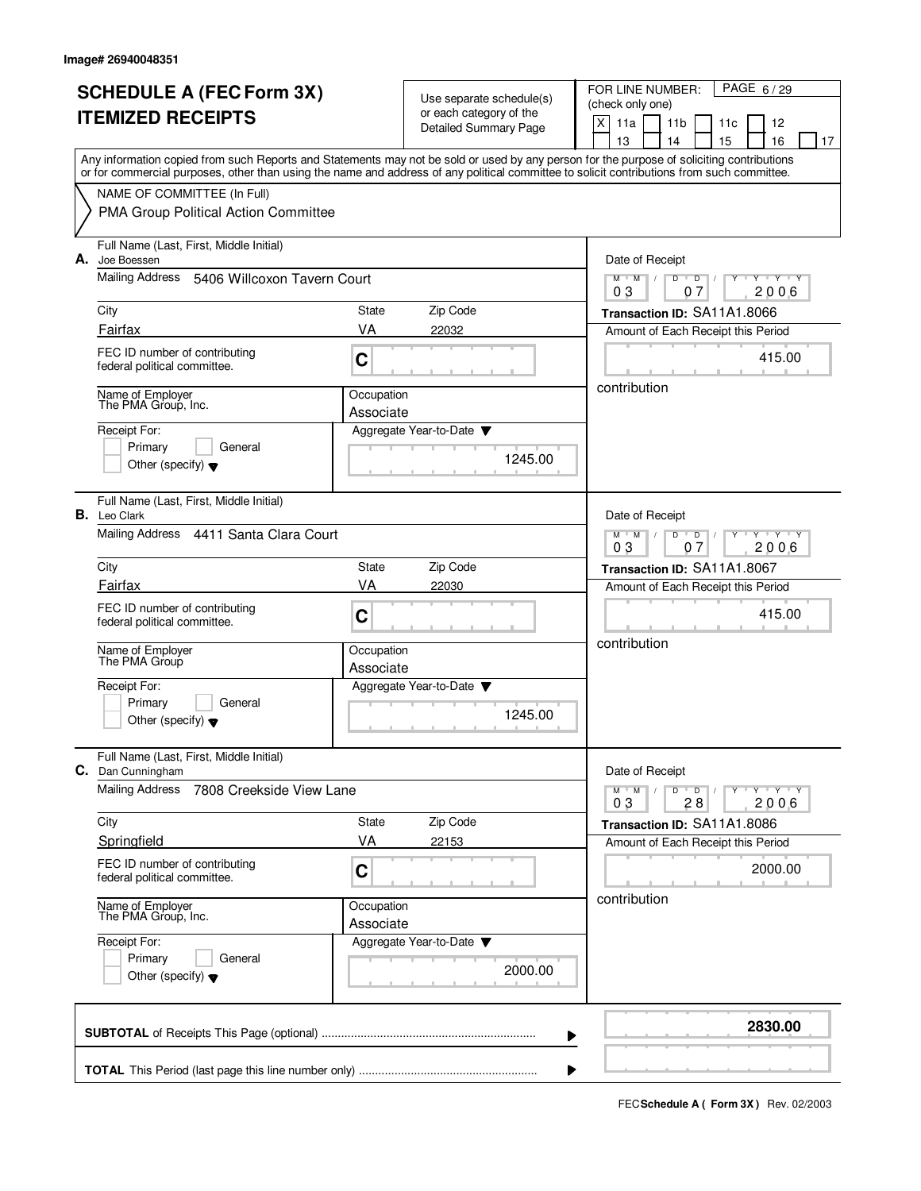Image# 26940048351

# SCHEDULE A (FEC Form 3X)
# ITEMIZED RECEIPTS

Use separate schedule(s) or each category of the Detailed Summary Page

FOR LINE NUMBER: (check only one)

[X] 11a [ ] 11b [ ] 11c [ ] 12 [ ] 13 [ ] 14 [ ] 15 [ ] 16 [ ] 17

PAGE 6 / 29

Any information copied from such Reports and Statements may not be sold or used by any person for the purpose of soliciting contributions or for commercial purposes, other than using the name and address of any political committee to solicit contributions from such committee.

NAME OF COMMITTEE (In Full)

PMA Group Political Action Committee

---

**A.** Full Name (Last, First, Middle Initial): Joe Boessen

Mailing Address: 5406 Willcoxon Tavern Court

City: Fairfax | State: VA | Zip Code: 22032

FEC ID number of contributing federal political committee: C

Name of Employer: The PMA Group, Inc.

Occupation: Associate

Receipt For: [ ] Primary [ ] General [ ] Other (specify)

Aggregate Year-to-Date: 1245.00

Date of Receipt: 03 / 07 / 2006

Transaction ID: SA11A1.8066

Amount of Each Receipt this Period: 415.00

contribution

---

**B.** Full Name (Last, First, Middle Initial): Leo Clark

Mailing Address: 4411 Santa Clara Court

City: Fairfax | State: VA | Zip Code: 22030

FEC ID number of contributing federal political committee: C

Name of Employer: The PMA Group

Occupation: Associate

Receipt For: [ ] Primary [ ] General [ ] Other (specify)

Aggregate Year-to-Date: 1245.00

Date of Receipt: 03 / 07 / 2006

Transaction ID: SA11A1.8067

Amount of Each Receipt this Period: 415.00

contribution

---

**C.** Full Name (Last, First, Middle Initial): Dan Cunningham

Mailing Address: 7808 Creekside View Lane

City: Springfield | State: VA | Zip Code: 22153

FEC ID number of contributing federal political committee: C

Name of Employer: The PMA Group, Inc.

Occupation: Associate

Receipt For: [ ] Primary [ ] General [ ] Other (specify)

Aggregate Year-to-Date: 2000.00

Date of Receipt: 03 / 28 / 2006

Transaction ID: SA11A1.8086

Amount of Each Receipt this Period: 2000.00

contribution

---

**SUBTOTAL** of Receipts This Page (optional): **2830.00**

**TOTAL** This Period (last page this line number only):

FEC **Schedule A ( Form 3X )** Rev. 02/2003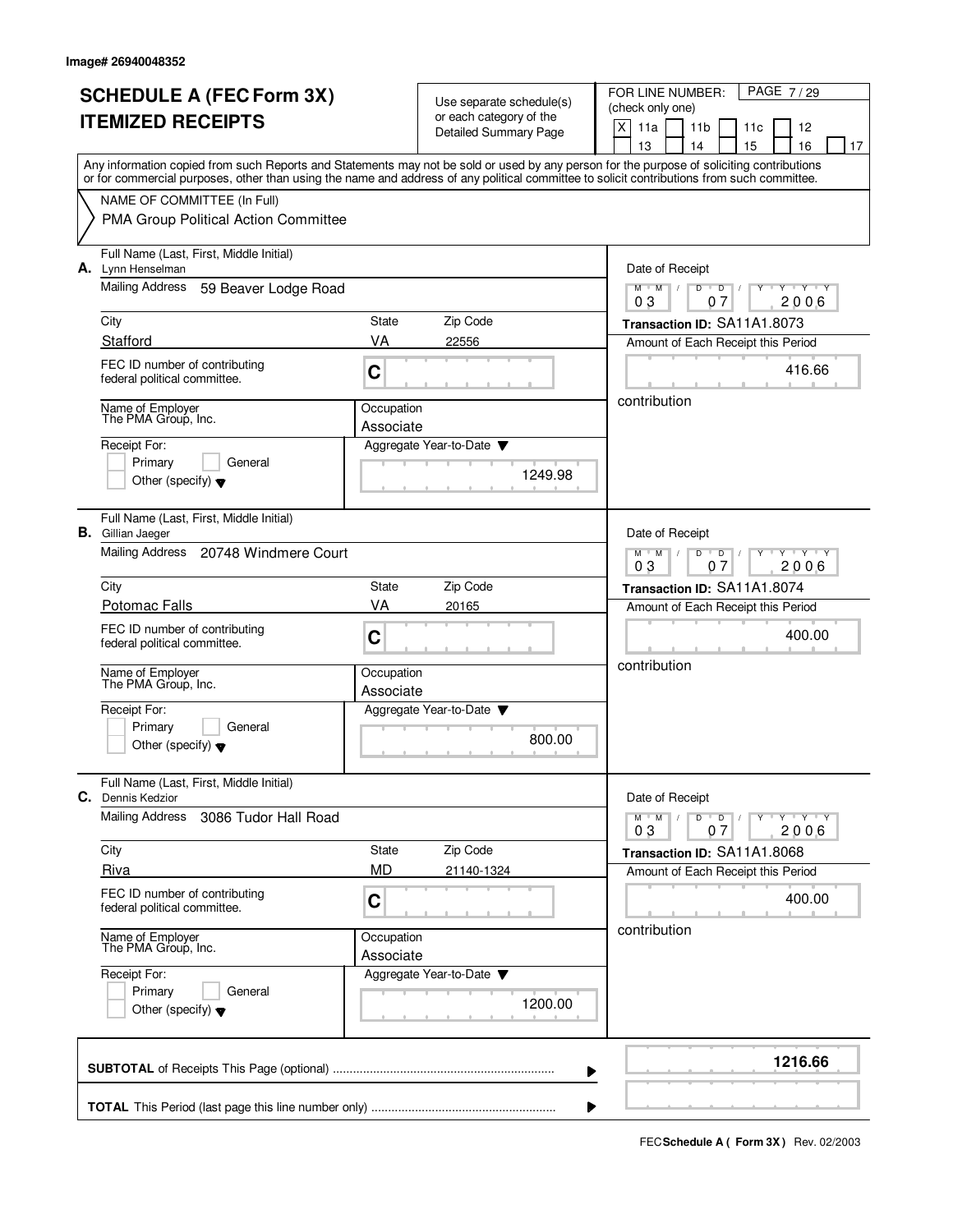Image# 26940048352

# SCHEDULE A (FEC Form 3X)
# ITEMIZED RECEIPTS

Use separate schedule(s) or each category of the Detailed Summary Page

FOR LINE NUMBER: (check only one)

- [X] 11a
- [ ] 11b
- [ ] 11c
- [ ] 12
- [ ] 13
- [ ] 14
- [ ] 15
- [ ] 16
- [ ] 17

Any information copied from such Reports and Statements may not be sold or used by any person for the purpose of soliciting contributions or for commercial purposes, other than using the name and address of any political committee to solicit contributions from such committee.

NAME OF COMMITTEE (In Full)
PMA Group Political Action Committee

---

**A.** Full Name (Last, First, Middle Initial): Lynn Henselman

Mailing Address: 59 Beaver Lodge Road

City: Stafford | State: VA | Zip Code: 22556

FEC ID number of contributing federal political committee: C

Name of Employer: The PMA Group, Inc.

Occupation: Associate

Receipt For: [ ] Primary [ ] General [ ] Other (specify)

Aggregate Year-to-Date: 1249.98

Date of Receipt: 03 / 07 / 2006

Transaction ID: SA11A1.8073

Amount of Each Receipt this Period: 416.66

contribution

---

**B.** Full Name (Last, First, Middle Initial): Gillian Jaeger

Mailing Address: 20748 Windmere Court

City: Potomac Falls | State: VA | Zip Code: 20165

FEC ID number of contributing federal political committee: C

Name of Employer: The PMA Group, Inc.

Occupation: Associate

Receipt For: [ ] Primary [ ] General [ ] Other (specify)

Aggregate Year-to-Date: 800.00

Date of Receipt: 03 / 07 / 2006

Transaction ID: SA11A1.8074

Amount of Each Receipt this Period: 400.00

contribution

---

**C.** Full Name (Last, First, Middle Initial): Dennis Kedzior

Mailing Address: 3086 Tudor Hall Road

City: Riva | State: MD | Zip Code: 21140-1324

FEC ID number of contributing federal political committee: C

Name of Employer: The PMA Group, Inc.

Occupation: Associate

Receipt For: [ ] Primary [ ] General [ ] Other (specify)

Aggregate Year-to-Date: 1200.00

Date of Receipt: 03 / 07 / 2006

Transaction ID: SA11A1.8068

Amount of Each Receipt this Period: 400.00

contribution

---

**SUBTOTAL** of Receipts This Page (optional): **1216.66**

**TOTAL** This Period (last page this line number only):

FEC **Schedule A ( Form 3X )** Rev. 02/2003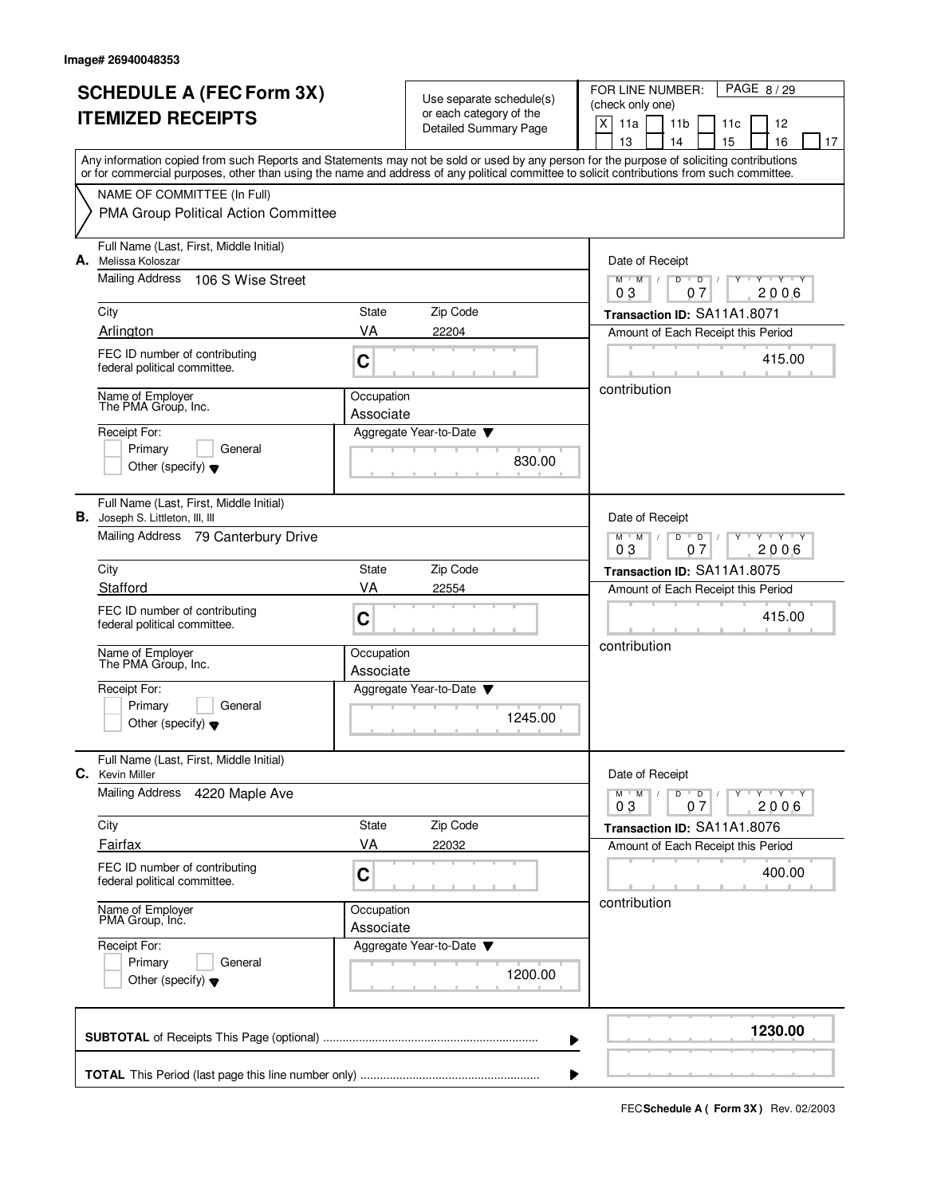Image# 26940048353

# SCHEDULE A (FEC Form 3X) ITEMIZED RECEIPTS

Use separate schedule(s) or each category of the Detailed Summary Page

FOR LINE NUMBER: (check only one)

[X] 11a [ ] 11b [ ] 11c [ ] 12 [ ] 13 [ ] 14 [ ] 15 [ ] 16 [ ] 17

Any information copied from such Reports and Statements may not be sold or used by any person for the purpose of soliciting contributions or for commercial purposes, other than using the name and address of any political committee to solicit contributions from such committee.

NAME OF COMMITTEE (In Full)

PMA Group Political Action Committee

---

**A.** Full Name (Last, First, Middle Initial): Melissa Koloszar

Mailing Address: 106 S Wise Street

City: Arlington | State: VA | Zip Code: 22204

FEC ID number of contributing federal political committee: C

Name of Employer: The PMA Group, Inc.

Occupation: Associate

Receipt For: [ ] Primary [ ] General [ ] Other (specify)

Aggregate Year-to-Date: 830.00

Date of Receipt: 03 / 07 / 2006

Transaction ID: SA11A1.8071

Amount of Each Receipt this Period: 415.00

contribution

---

**B.** Full Name (Last, First, Middle Initial): Joseph S. Littleton, III, III

Mailing Address: 79 Canterbury Drive

City: Stafford | State: VA | Zip Code: 22554

FEC ID number of contributing federal political committee: C

Name of Employer: The PMA Group, Inc.

Occupation: Associate

Receipt For: [ ] Primary [ ] General [ ] Other (specify)

Aggregate Year-to-Date: 1245.00

Date of Receipt: 03 / 07 / 2006

Transaction ID: SA11A1.8075

Amount of Each Receipt this Period: 415.00

contribution

---

**C.** Full Name (Last, First, Middle Initial): Kevin Miller

Mailing Address: 4220 Maple Ave

City: Fairfax | State: VA | Zip Code: 22032

FEC ID number of contributing federal political committee: C

Name of Employer: PMA Group, Inc.

Occupation: Associate

Receipt For: [ ] Primary [ ] General [ ] Other (specify)

Aggregate Year-to-Date: 1200.00

Date of Receipt: 03 / 07 / 2006

Transaction ID: SA11A1.8076

Amount of Each Receipt this Period: 400.00

contribution

---

**SUBTOTAL** of Receipts This Page (optional): **1230.00**

**TOTAL** This Period (last page this line number only):

FEC **Schedule A ( Form 3X )** Rev. 02/2003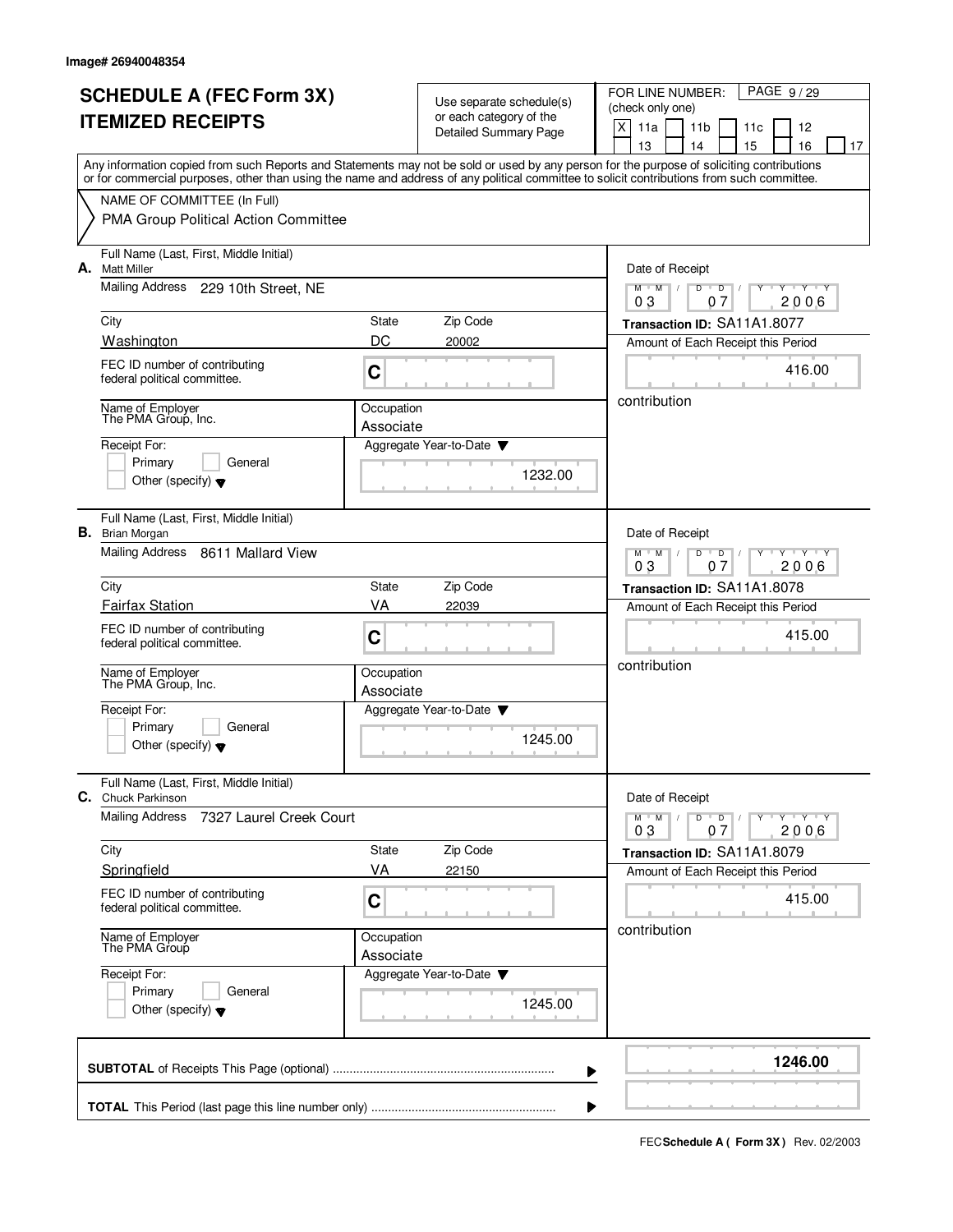Image# 26940048354

# SCHEDULE A (FEC Form 3X) ITEMIZED RECEIPTS

Use separate schedule(s) or each category of the Detailed Summary Page

FOR LINE NUMBER: (check only one)

[X] 11a [ ] 11b [ ] 11c [ ] 12 [ ] 13 [ ] 14 [ ] 15 [ ] 16 [ ] 17

PAGE 9 / 29

Any information copied from such Reports and Statements may not be sold or used by any person for the purpose of soliciting contributions or for commercial purposes, other than using the name and address of any political committee to solicit contributions from such committee.

NAME OF COMMITTEE (In Full)

PMA Group Political Action Committee

---

**A.** Full Name (Last, First, Middle Initial): Matt Miller

Mailing Address: 229 10th Street, NE

City: Washington | State: DC | Zip Code: 20002

FEC ID number of contributing federal political committee: C

Name of Employer: The PMA Group, Inc.

Occupation: Associate

Receipt For: [ ] Primary [ ] General [ ] Other (specify)

Aggregate Year-to-Date: 1232.00

Date of Receipt: 03 07 2006

Transaction ID: SA11A1.8077

Amount of Each Receipt this Period: 416.00

contribution

---

**B.** Full Name (Last, First, Middle Initial): Brian Morgan

Mailing Address: 8611 Mallard View

City: Fairfax Station | State: VA | Zip Code: 22039

FEC ID number of contributing federal political committee: C

Name of Employer: The PMA Group, Inc.

Occupation: Associate

Receipt For: [ ] Primary [ ] General [ ] Other (specify)

Aggregate Year-to-Date: 1245.00

Date of Receipt: 03 07 2006

Transaction ID: SA11A1.8078

Amount of Each Receipt this Period: 415.00

contribution

---

**C.** Full Name (Last, First, Middle Initial): Chuck Parkinson

Mailing Address: 7327 Laurel Creek Court

City: Springfield | State: VA | Zip Code: 22150

FEC ID number of contributing federal political committee: C

Name of Employer: The PMA Group

Occupation: Associate

Receipt For: [ ] Primary [ ] General [ ] Other (specify)

Aggregate Year-to-Date: 1245.00

Date of Receipt: 03 07 2006

Transaction ID: SA11A1.8079

Amount of Each Receipt this Period: 415.00

contribution

---

**SUBTOTAL** of Receipts This Page (optional): **1246.00**

**TOTAL** This Period (last page this line number only):

FEC **Schedule A ( Form 3X )** Rev. 02/2003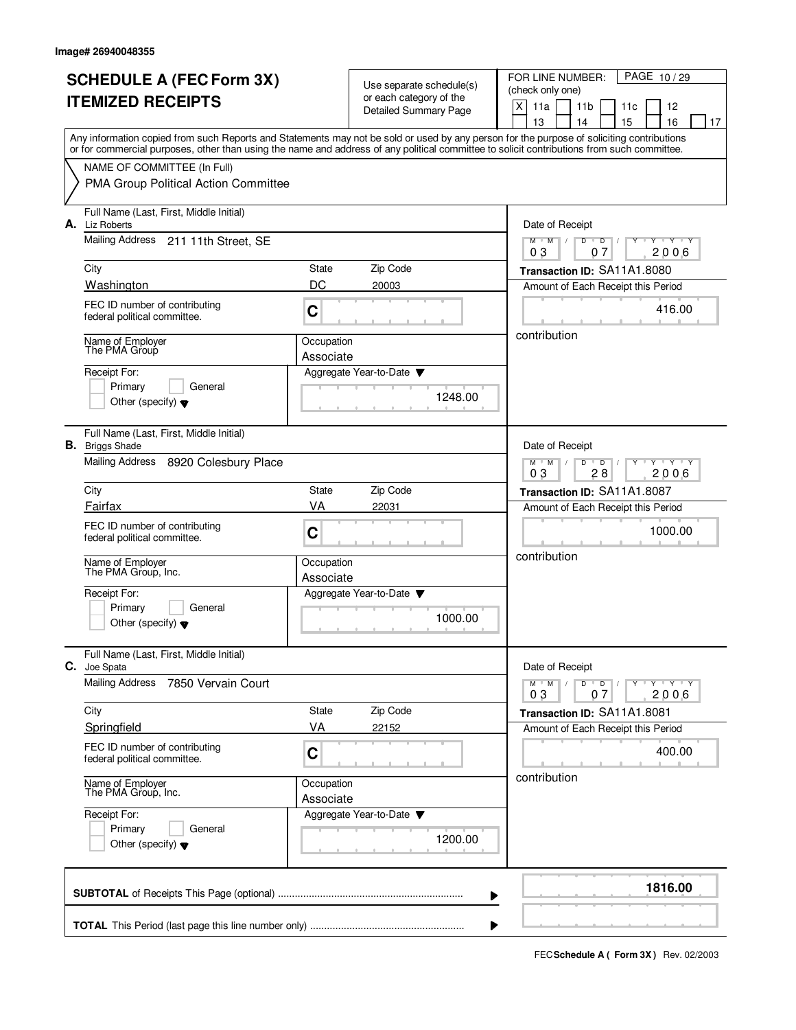Image# 26940048355

# SCHEDULE A (FEC Form 3X) ITEMIZED RECEIPTS

Use separate schedule(s) or each category of the Detailed Summary Page

FOR LINE NUMBER: (check only one)

[X] 11a [ ] 11b [ ] 11c [ ] 12 [ ] 13 [ ] 14 [ ] 15 [ ] 16 [ ] 17

PAGE 10 / 29

Any information copied from such Reports and Statements may not be sold or used by any person for the purpose of soliciting contributions or for commercial purposes, other than using the name and address of any political committee to solicit contributions from such committee.

NAME OF COMMITTEE (In Full)
PMA Group Political Action Committee

---

**A.** Full Name (Last, First, Middle Initial): Liz Roberts

Mailing Address: 211 11th Street, SE

City: Washington | State: DC | Zip Code: 20003

FEC ID number of contributing federal political committee: C

Name of Employer: The PMA Group

Occupation: Associate

Receipt For: [ ] Primary [ ] General [ ] Other (specify)

Aggregate Year-to-Date: 1248.00

Date of Receipt: 03 / 07 / 2006

Transaction ID: SA11A1.8080

Amount of Each Receipt this Period: 416.00

contribution

---

**B.** Full Name (Last, First, Middle Initial): Briggs Shade

Mailing Address: 8920 Colesbury Place

City: Fairfax | State: VA | Zip Code: 22031

FEC ID number of contributing federal political committee: C

Name of Employer: The PMA Group, Inc.

Occupation: Associate

Receipt For: [ ] Primary [ ] General [ ] Other (specify)

Aggregate Year-to-Date: 1000.00

Date of Receipt: 03 / 28 / 2006

Transaction ID: SA11A1.8087

Amount of Each Receipt this Period: 1000.00

contribution

---

**C.** Full Name (Last, First, Middle Initial): Joe Spata

Mailing Address: 7850 Vervain Court

City: Springfield | State: VA | Zip Code: 22152

FEC ID number of contributing federal political committee: C

Name of Employer: The PMA Group, Inc.

Occupation: Associate

Receipt For: [ ] Primary [ ] General [ ] Other (specify)

Aggregate Year-to-Date: 1200.00

Date of Receipt: 03 / 07 / 2006

Transaction ID: SA11A1.8081

Amount of Each Receipt this Period: 400.00

contribution

---

**SUBTOTAL** of Receipts This Page (optional) ........ **1816.00**

**TOTAL** This Period (last page this line number only) ........

FEC **Schedule A ( Form 3X )** Rev. 02/2003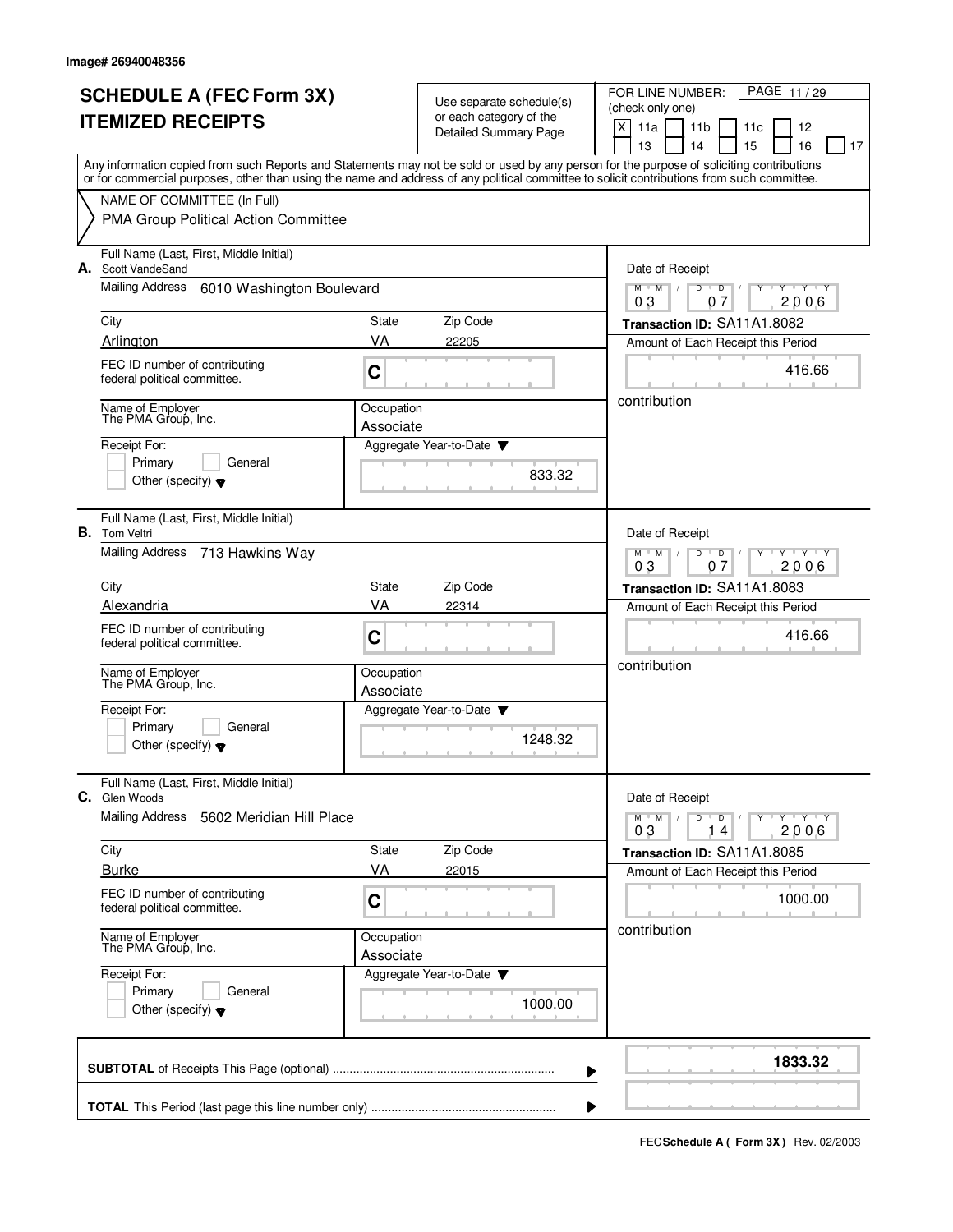Image# 26940048356

# SCHEDULE A (FEC Form 3X) ITEMIZED RECEIPTS

Use separate schedule(s) or each category of the Detailed Summary Page

FOR LINE NUMBER: (check only one)

[X] 11a [ ] 11b [ ] 11c [ ] 12 [ ] 13 [ ] 14 [ ] 15 [ ] 16 [ ] 17

Any information copied from such Reports and Statements may not be sold or used by any person for the purpose of soliciting contributions or for commercial purposes, other than using the name and address of any political committee to solicit contributions from such committee.

NAME OF COMMITTEE (In Full)
PMA Group Political Action Committee

---

**A.** Full Name (Last, First, Middle Initial): Scott VandeSand

Mailing Address: 6010 Washington Boulevard

City: Arlington | State: VA | Zip Code: 22205

FEC ID number of contributing federal political committee: C

Name of Employer: The PMA Group, Inc.

Occupation: Associate

Receipt For: [ ] Primary [ ] General [ ] Other (specify)

Aggregate Year-to-Date: 833.32

Date of Receipt: 03 07 2006

Transaction ID: SA11A1.8082

Amount of Each Receipt this Period: 416.66

contribution

---

**B.** Full Name (Last, First, Middle Initial): Tom Veltri

Mailing Address: 713 Hawkins Way

City: Alexandria | State: VA | Zip Code: 22314

FEC ID number of contributing federal political committee: C

Name of Employer: The PMA Group, Inc.

Occupation: Associate

Receipt For: [ ] Primary [ ] General [ ] Other (specify)

Aggregate Year-to-Date: 1248.32

Date of Receipt: 03 07 2006

Transaction ID: SA11A1.8083

Amount of Each Receipt this Period: 416.66

contribution

---

**C.** Full Name (Last, First, Middle Initial): Glen Woods

Mailing Address: 5602 Meridian Hill Place

City: Burke | State: VA | Zip Code: 22015

FEC ID number of contributing federal political committee: C

Name of Employer: The PMA Group, Inc.

Occupation: Associate

Receipt For: [ ] Primary [ ] General [ ] Other (specify)

Aggregate Year-to-Date: 1000.00

Date of Receipt: 03 14 2006

Transaction ID: SA11A1.8085

Amount of Each Receipt this Period: 1000.00

contribution

---

**SUBTOTAL** of Receipts This Page (optional): **1833.32**

**TOTAL** This Period (last page this line number only):

FEC **Schedule A ( Form 3X )** Rev. 02/2003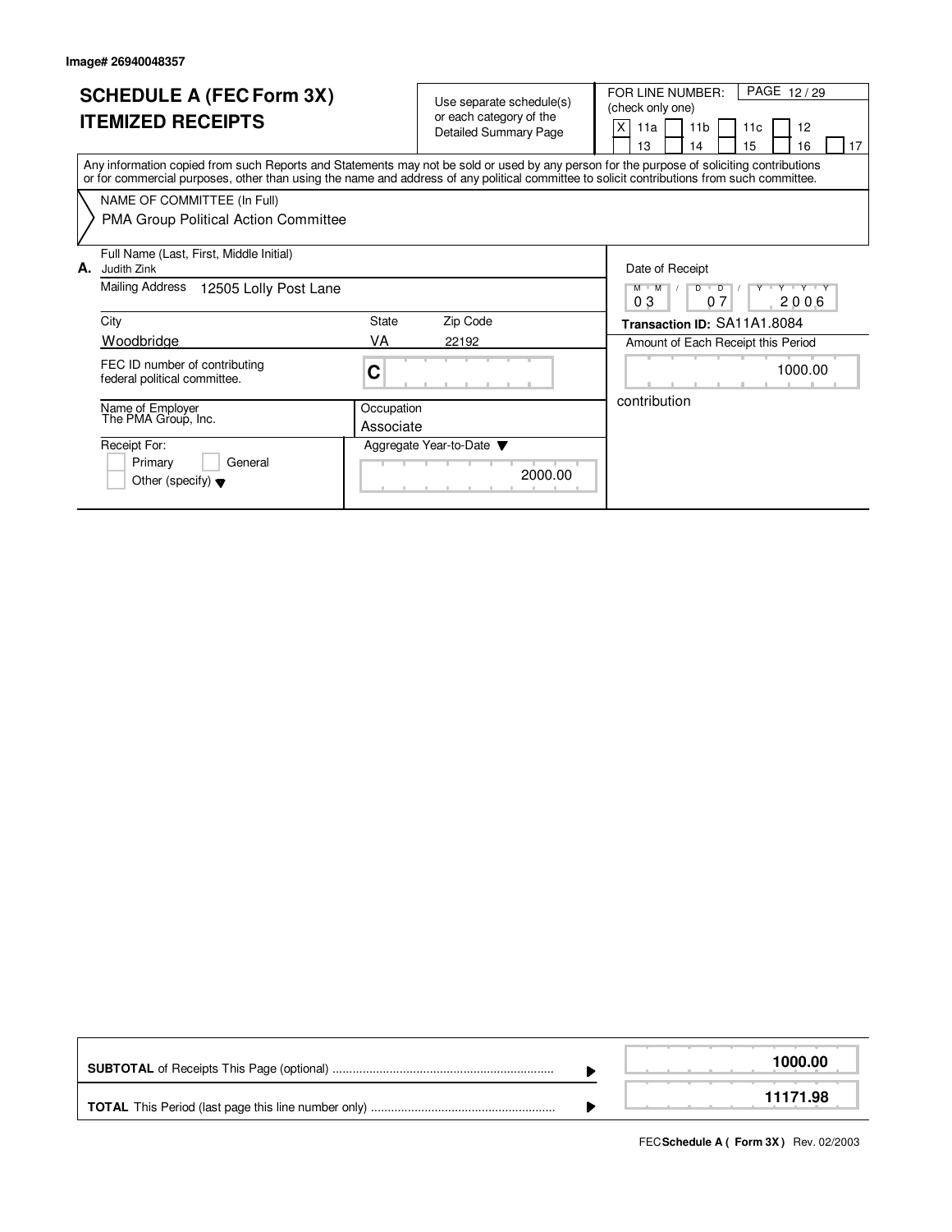**Image# 26940048357**

# SCHEDULE A (FEC Form 3X) ITEMIZED RECEIPTS

Use separate schedule(s) or each category of the Detailed Summary Page

FOR LINE NUMBER: (check only one)

PAGE 12 / 29

[X] 11a [ ] 11b [ ] 11c [ ] 12 [ ] 13 [ ] 14 [ ] 15 [ ] 16 [ ] 17

Any information copied from such Reports and Statements may not be sold or used by any person for the purpose of soliciting contributions or for commercial purposes, other than using the name and address of any political committee to solicit contributions from such committee.

NAME OF COMMITTEE (In Full)
PMA Group Political Action Committee

**A.** Full Name (Last, First, Middle Initial)
Judith Zink

Mailing Address: 12505 Lolly Post Lane

| City | State | Zip Code |
|---|---|---|
| Woodbridge | VA | 22192 |

FEC ID number of contributing federal political committee. C

Name of Employer: The PMA Group, Inc.

Occupation: Associate

Receipt For:
[ ] Primary [ ] General
[ ] Other (specify)

Aggregate Year-to-Date: 2000.00

Date of Receipt: 03 / 07 / 2006

**Transaction ID:** SA11A1.8084

Amount of Each Receipt this Period: 1000.00

contribution

| | |
|---|---|
| **SUBTOTAL** of Receipts This Page (optional) | **1000.00** |
| **TOTAL** This Period (last page this line number only) | **11171.98** |

FEC **Schedule A ( Form 3X )** Rev. 02/2003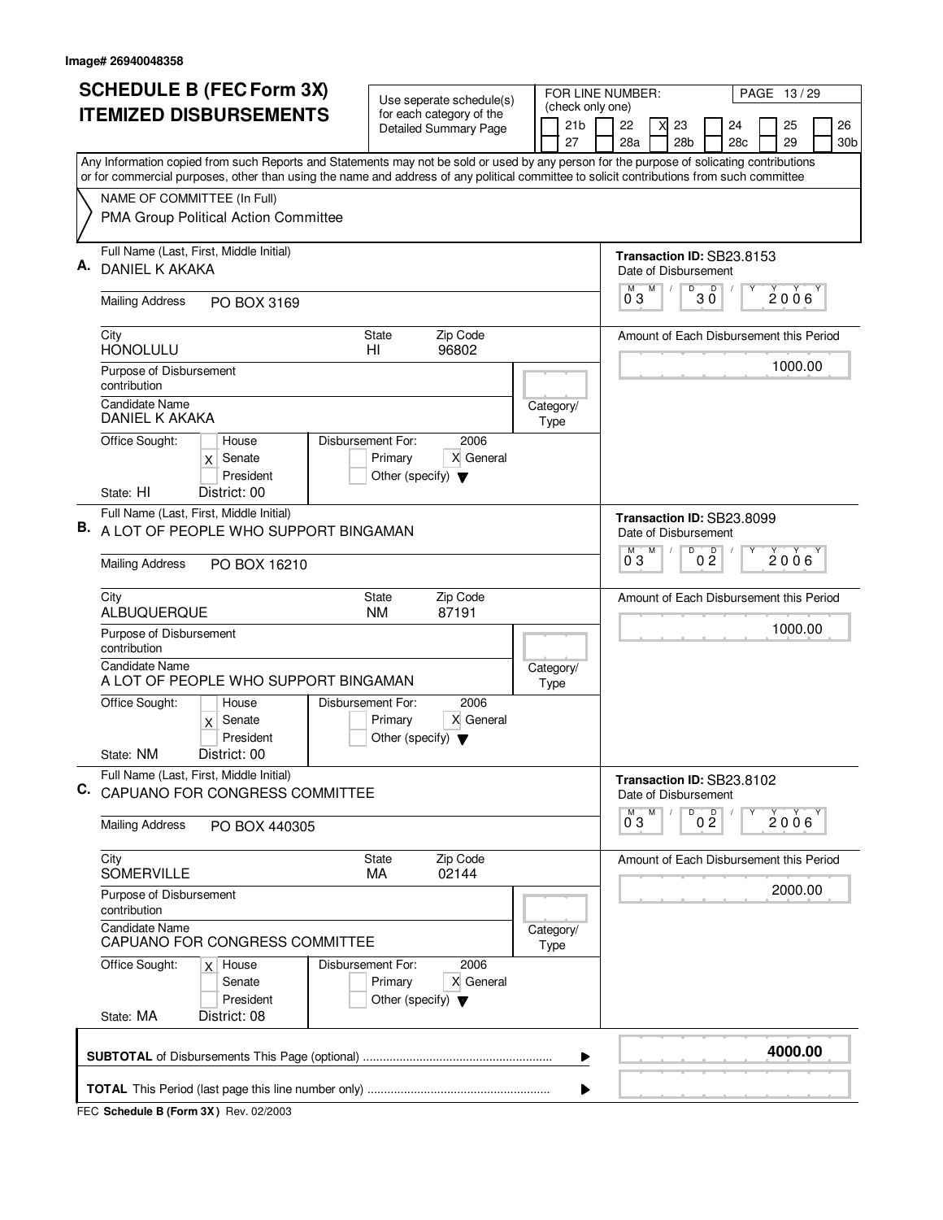Image# 26940048358

# SCHEDULE B (FEC Form 3X) ITEMIZED DISBURSEMENTS

Use seperate schedule(s) for each category of the Detailed Summary Page

FOR LINE NUMBER: (check only one)

| | 21b | | 22 | X | 23 | | 24 | | 25 | | 26 |
|---|---|---|---|---|---|---|---|---|---|---|---|
| | 27 | | 28a | | 28b | | 28c | | 29 | | 30b |

Any Information copied from such Reports and Statements may not be sold or used by any person for the purpose of solicating contributions or for commercial purposes, other than using the name and address of any political committee to solicit contributions from such committee

NAME OF COMMITTEE (In Full)
PMA Group Political Action Committee

---

**A.** Full Name (Last, First, Middle Initial): DANIEL K AKAKA

Transaction ID: SB23.8153

Date of Disbursement: 03 / 30 / 2006

Mailing Address: PO BOX 3169

City: HONOLULU | State: HI | Zip Code: 96802

Amount of Each Disbursement this Period: 1000.00

Purpose of Disbursement: contribution

Candidate Name: DANIEL K AKAKA

Category/Type:

Office Sought: [ ] House [X] Senate [ ] President

Disbursement For: 2006 [ ] Primary [X] General [ ] Other (specify)

State: HI District: 00

---

**B.** Full Name (Last, First, Middle Initial): A LOT OF PEOPLE WHO SUPPORT BINGAMAN

Transaction ID: SB23.8099

Date of Disbursement: 03 / 02 / 2006

Mailing Address: PO BOX 16210

City: ALBUQUERQUE | State: NM | Zip Code: 87191

Amount of Each Disbursement this Period: 1000.00

Purpose of Disbursement: contribution

Candidate Name: A LOT OF PEOPLE WHO SUPPORT BINGAMAN

Category/Type:

Office Sought: [ ] House [X] Senate [ ] President

Disbursement For: 2006 [ ] Primary [X] General [ ] Other (specify)

State: NM District: 00

---

**C.** Full Name (Last, First, Middle Initial): CAPUANO FOR CONGRESS COMMITTEE

Transaction ID: SB23.8102

Date of Disbursement: 03 / 02 / 2006

Mailing Address: PO BOX 440305

City: SOMERVILLE | State: MA | Zip Code: 02144

Amount of Each Disbursement this Period: 2000.00

Purpose of Disbursement: contribution

Candidate Name: CAPUANO FOR CONGRESS COMMITTEE

Category/Type:

Office Sought: [X] House [ ] Senate [ ] President

Disbursement For: 2006 [ ] Primary [X] General [ ] Other (specify)

State: MA District: 08

---

**SUBTOTAL** of Disbursements This Page (optional) ........ **4000.00**

**TOTAL** This Period (last page this line number only) ........

FEC **Schedule B (Form 3X)** Rev. 02/2003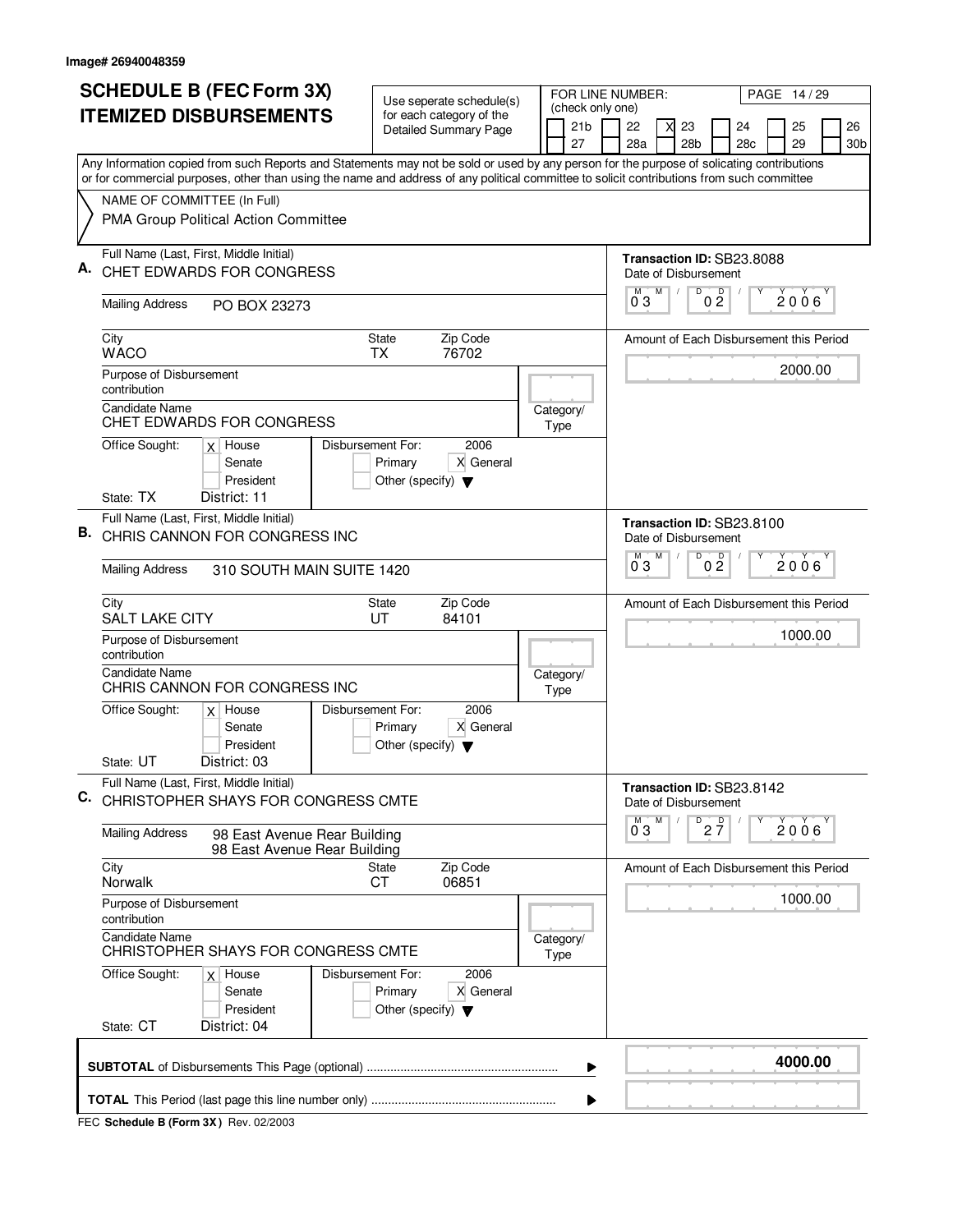Image# 26940048359

# SCHEDULE B (FEC Form 3X) ITEMIZED DISBURSEMENTS

Use seperate schedule(s) for each category of the Detailed Summary Page

FOR LINE NUMBER: (check only one)

21b | 22 | [X] 23 | 24 | 25 | 26 | 27 | 28a | 28b | 28c | 29 | 30b

PAGE 14 / 29

Any Information copied from such Reports and Statements may not be sold or used by any person for the purpose of solicating contributions or for commercial purposes, other than using the name and address of any political committee to solicit contributions from such committee

NAME OF COMMITTEE (In Full)
PMA Group Political Action Committee

---

**A.** Full Name (Last, First, Middle Initial): CHET EDWARDS FOR CONGRESS

Mailing Address: PO BOX 23273

City: WACO | State: TX | Zip Code: 76702

Purpose of Disbursement: contribution

Candidate Name: CHET EDWARDS FOR CONGRESS

Category/Type:

Office Sought: [X] House [ ] Senate [ ] President

State: TX District: 11

Disbursement For: 2006 [ ] Primary [X] General [ ] Other (specify)

Transaction ID: SB23.8088

Date of Disbursement: 03 / 02 / 2006

Amount of Each Disbursement this Period: 2000.00

---

**B.** Full Name (Last, First, Middle Initial): CHRIS CANNON FOR CONGRESS INC

Mailing Address: 310 SOUTH MAIN SUITE 1420

City: SALT LAKE CITY | State: UT | Zip Code: 84101

Purpose of Disbursement: contribution

Candidate Name: CHRIS CANNON FOR CONGRESS INC

Category/Type:

Office Sought: [X] House [ ] Senate [ ] President

State: UT District: 03

Disbursement For: 2006 [ ] Primary [X] General [ ] Other (specify)

Transaction ID: SB23.8100

Date of Disbursement: 03 / 02 / 2006

Amount of Each Disbursement this Period: 1000.00

---

**C.** Full Name (Last, First, Middle Initial): CHRISTOPHER SHAYS FOR CONGRESS CMTE

Mailing Address: 98 East Avenue Rear Building
98 East Avenue Rear Building

City: Norwalk | State: CT | Zip Code: 06851

Purpose of Disbursement: contribution

Candidate Name: CHRISTOPHER SHAYS FOR CONGRESS CMTE

Category/Type:

Office Sought: [X] House [ ] Senate [ ] President

State: CT District: 04

Disbursement For: 2006 [ ] Primary [X] General [ ] Other (specify)

Transaction ID: SB23.8142

Date of Disbursement: 03 / 27 / 2006

Amount of Each Disbursement this Period: 1000.00

---

**SUBTOTAL** of Disbursements This Page (optional): **4000.00**

**TOTAL** This Period (last page this line number only):

FEC **Schedule B (Form 3X)** Rev. 02/2003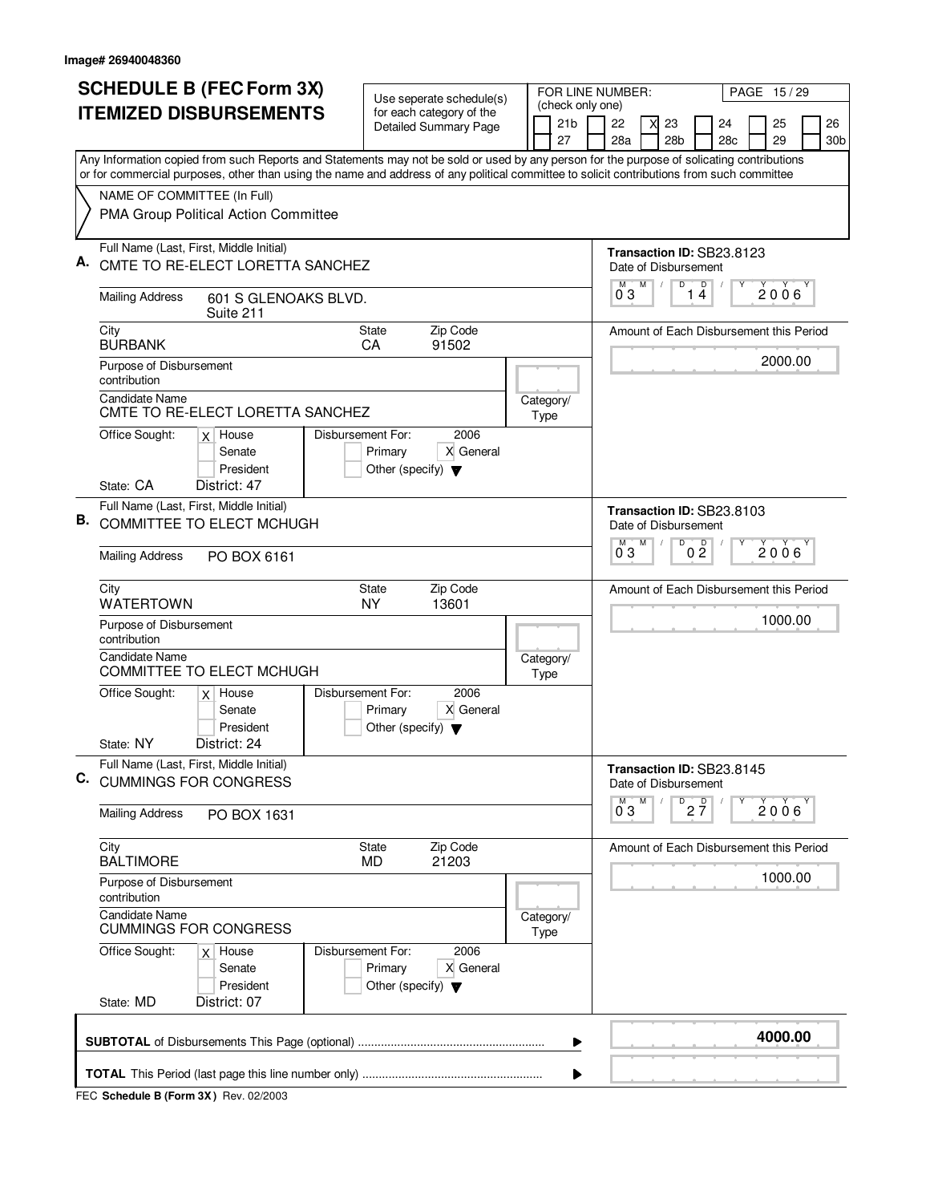Image# 26940048360

# SCHEDULE B (FEC Form 3X)
# ITEMIZED DISBURSEMENTS

Use seperate schedule(s) for each category of the Detailed Summary Page

FOR LINE NUMBER: (check only one)

| | | | | | | |
|---|---|---|---|---|---|---|
| [ ] 21b | [ ] 22 | [X] 23 | [ ] 24 | [ ] 25 | [ ] 26 |
| [ ] 27 | [ ] 28a | [ ] 28b | [ ] 28c | [ ] 29 | [ ] 30b |

Any Information copied from such Reports and Statements may not be sold or used by any person for the purpose of solicating contributions or for commercial purposes, other than using the name and address of any political committee to solicit contributions from such committee

NAME OF COMMITTEE (In Full)
PMA Group Political Action Committee

---

**A.** Full Name (Last, First, Middle Initial): CMTE TO RE-ELECT LORETTA SANCHEZ

Transaction ID: SB23.8123
Date of Disbursement: 03 / 14 / 2006

Mailing Address: 601 S GLENOAKS BLVD. Suite 211
City: BURBANK State: CA Zip Code: 91502

Amount of Each Disbursement this Period: 2000.00

Purpose of Disbursement: contribution
Candidate Name: CMTE TO RE-ELECT LORETTA SANCHEZ
Category/Type:

Office Sought: [X] House [ ] Senate [ ] President
Disbursement For: 2006 [ ] Primary [X] General [ ] Other (specify)
State: CA District: 47

---

**B.** Full Name (Last, First, Middle Initial): COMMITTEE TO ELECT MCHUGH

Transaction ID: SB23.8103
Date of Disbursement: 03 / 02 / 2006

Mailing Address: PO BOX 6161
City: WATERTOWN State: NY Zip Code: 13601

Amount of Each Disbursement this Period: 1000.00

Purpose of Disbursement: contribution
Candidate Name: COMMITTEE TO ELECT MCHUGH
Category/Type:

Office Sought: [X] House [ ] Senate [ ] President
Disbursement For: 2006 [ ] Primary [X] General [ ] Other (specify)
State: NY District: 24

---

**C.** Full Name (Last, First, Middle Initial): CUMMINGS FOR CONGRESS

Transaction ID: SB23.8145
Date of Disbursement: 03 / 27 / 2006

Mailing Address: PO BOX 1631
City: BALTIMORE State: MD Zip Code: 21203

Amount of Each Disbursement this Period: 1000.00

Purpose of Disbursement: contribution
Candidate Name: CUMMINGS FOR CONGRESS
Category/Type:

Office Sought: [X] House [ ] Senate [ ] President
Disbursement For: 2006 [ ] Primary [X] General [ ] Other (specify)
State: MD District: 07

---

**SUBTOTAL** of Disbursements This Page (optional) ........ **4000.00**

**TOTAL** This Period (last page this line number only) ........

FEC **Schedule B (Form 3X)** Rev. 02/2003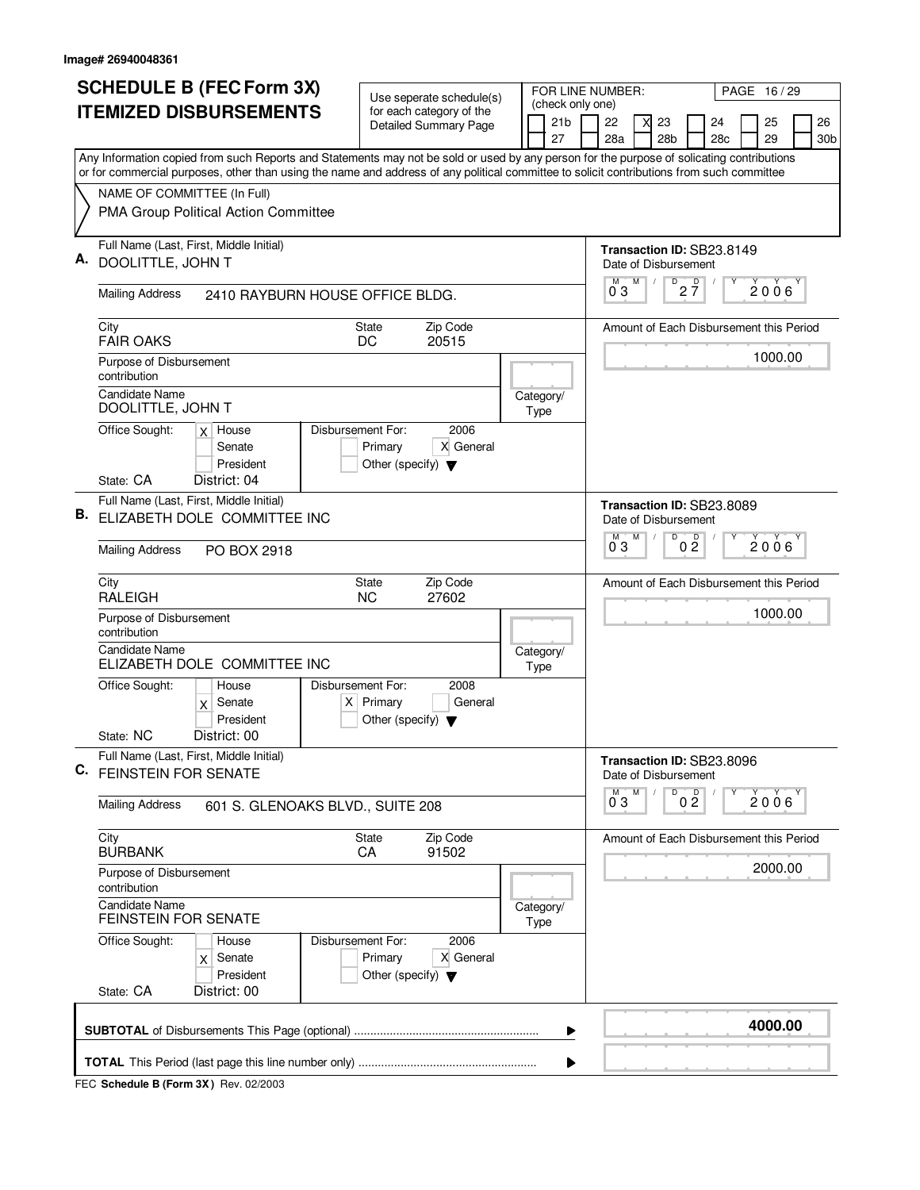Image# 26940048361

# SCHEDULE B (FEC Form 3X) ITEMIZED DISBURSEMENTS

Use seperate schedule(s) for each category of the Detailed Summary Page

FOR LINE NUMBER: (check only one)

[ ] 21b [ ] 22 [X] 23 [ ] 24 [ ] 25 [ ] 26 [ ] 27 [ ] 28a [ ] 28b [ ] 28c [ ] 29 [ ] 30b

Any Information copied from such Reports and Statements may not be sold or used by any person for the purpose of solicating contributions or for commercial purposes, other than using the name and address of any political committee to solicit contributions from such committee

NAME OF COMMITTEE (In Full)
PMA Group Political Action Committee

---

**A.** Full Name (Last, First, Middle Initial): DOOLITTLE, JOHN T

Transaction ID: SB23.8149

Date of Disbursement: 03 / 27 / 2006

Mailing Address: 2410 RAYBURN HOUSE OFFICE BLDG.

City: FAIR OAKS | State: DC | Zip Code: 20515

Amount of Each Disbursement this Period: 1000.00

Purpose of Disbursement: contribution

Candidate Name: DOOLITTLE, JOHN T

Category/Type:

Office Sought: [X] House [ ] Senate [ ] President

Disbursement For: 2006 [ ] Primary [X] General [ ] Other (specify)

State: CA District: 04

---

**B.** Full Name (Last, First, Middle Initial): ELIZABETH DOLE COMMITTEE INC

Transaction ID: SB23.8089

Date of Disbursement: 03 / 02 / 2006

Mailing Address: PO BOX 2918

City: RALEIGH | State: NC | Zip Code: 27602

Amount of Each Disbursement this Period: 1000.00

Purpose of Disbursement: contribution

Candidate Name: ELIZABETH DOLE COMMITTEE INC

Category/Type:

Office Sought: [ ] House [X] Senate [ ] President

Disbursement For: 2008 [X] Primary [ ] General [ ] Other (specify)

State: NC District: 00

---

**C.** Full Name (Last, First, Middle Initial): FEINSTEIN FOR SENATE

Transaction ID: SB23.8096

Date of Disbursement: 03 / 02 / 2006

Mailing Address: 601 S. GLENOAKS BLVD., SUITE 208

City: BURBANK | State: CA | Zip Code: 91502

Amount of Each Disbursement this Period: 2000.00

Purpose of Disbursement: contribution

Candidate Name: FEINSTEIN FOR SENATE

Category/Type:

Office Sought: [ ] House [X] Senate [ ] President

Disbursement For: 2006 [ ] Primary [X] General [ ] Other (specify)

State: CA District: 00

---

**SUBTOTAL** of Disbursements This Page (optional): **4000.00**

**TOTAL** This Period (last page this line number only):

FEC **Schedule B (Form 3X)** Rev. 02/2003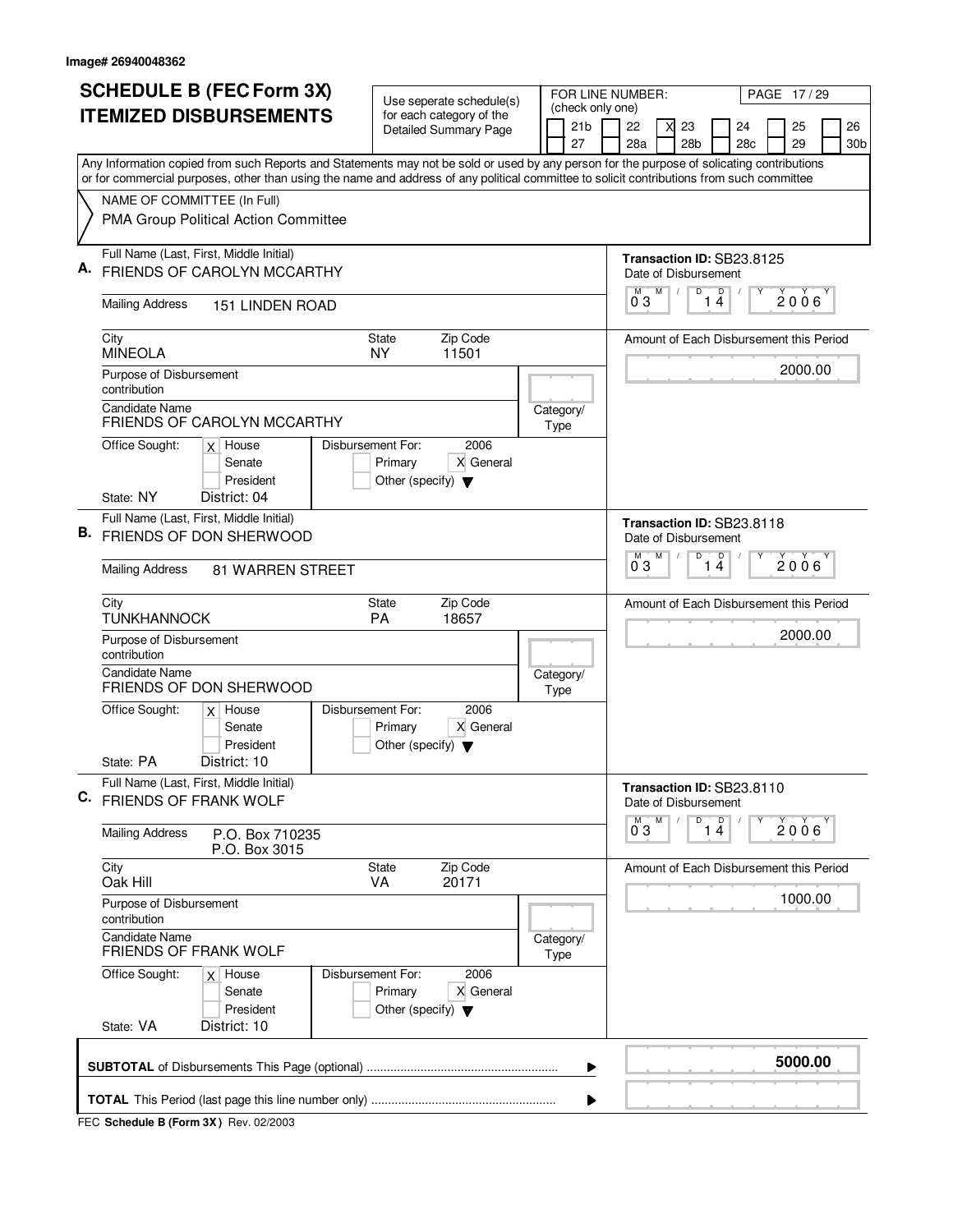Image# 26940048362

# SCHEDULE B (FEC Form 3X) ITEMIZED DISBURSEMENTS

Use seperate schedule(s) for each category of the Detailed Summary Page

FOR LINE NUMBER: (check only one)

21b | 22 | [X] 23 | 24 | 25 | 26 | 27 | 28a | 28b | 28c | 29 | 30b

PAGE 17 / 29

Any Information copied from such Reports and Statements may not be sold or used by any person for the purpose of solicating contributions or for commercial purposes, other than using the name and address of any political committee to solicit contributions from such committee

NAME OF COMMITTEE (In Full)
PMA Group Political Action Committee

## A.

Full Name (Last, First, Middle Initial): FRIENDS OF CAROLYN MCCARTHY

Mailing Address: 151 LINDEN ROAD

City: MINEOLA | State: NY | Zip Code: 11501

Purpose of Disbursement: contribution

Candidate Name: FRIENDS OF CAROLYN MCCARTHY

Category/Type:

Office Sought: [X] House [ ] Senate [ ] President

State: NY District: 04

Disbursement For: 2006 [ ] Primary [X] General [ ] Other (specify)

Transaction ID: SB23.8125

Date of Disbursement: 03/14/2006

Amount of Each Disbursement this Period: 2000.00

## B.

Full Name (Last, First, Middle Initial): FRIENDS OF DON SHERWOOD

Mailing Address: 81 WARREN STREET

City: TUNKHANNOCK | State: PA | Zip Code: 18657

Purpose of Disbursement: contribution

Candidate Name: FRIENDS OF DON SHERWOOD

Category/Type:

Office Sought: [X] House [ ] Senate [ ] President

State: PA District: 10

Disbursement For: 2006 [ ] Primary [X] General [ ] Other (specify)

Transaction ID: SB23.8118

Date of Disbursement: 03/14/2006

Amount of Each Disbursement this Period: 2000.00

## C.

Full Name (Last, First, Middle Initial): FRIENDS OF FRANK WOLF

Mailing Address: P.O. Box 710235
P.O. Box 3015

City: Oak Hill | State: VA | Zip Code: 20171

Purpose of Disbursement: contribution

Candidate Name: FRIENDS OF FRANK WOLF

Category/Type:

Office Sought: [X] House [ ] Senate [ ] President

State: VA District: 10

Disbursement For: 2006 [ ] Primary [X] General [ ] Other (specify)

Transaction ID: SB23.8110

Date of Disbursement: 03/14/2006

Amount of Each Disbursement this Period: 1000.00

**SUBTOTAL** of Disbursements This Page (optional): **5000.00**

**TOTAL** This Period (last page this line number only):

FEC **Schedule B (Form 3X)** Rev. 02/2003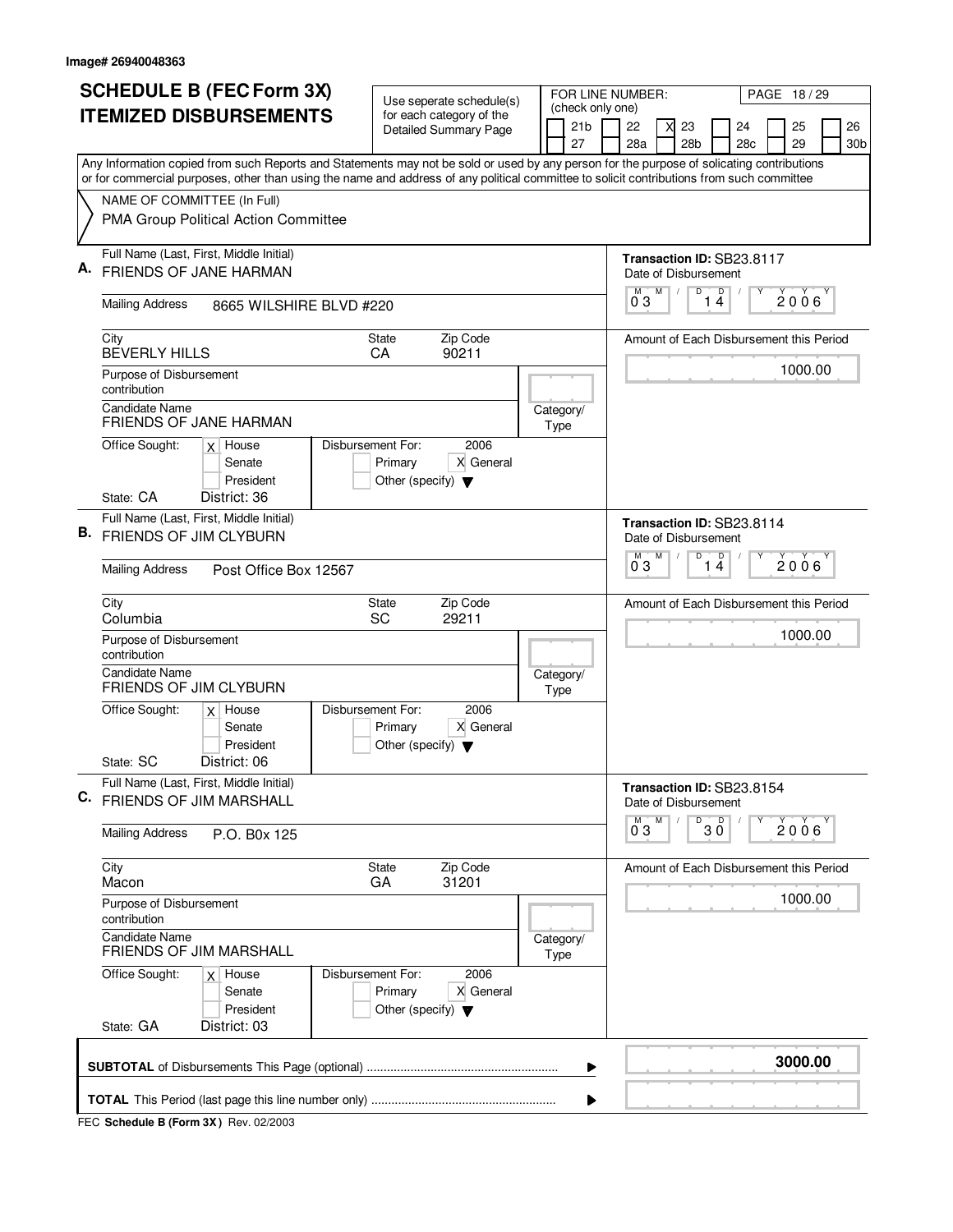Image# 26940048363

# SCHEDULE B (FEC Form 3X) ITEMIZED DISBURSEMENTS

Use seperate schedule(s) for each category of the Detailed Summary Page

FOR LINE NUMBER: (check only one)

21b [ ] 22 [ ] 23 [X] 24 [ ] 25 [ ] 26 [ ]
27 [ ] 28a [ ] 28b [ ] 28c [ ] 29 [ ] 30b [ ]

Any Information copied from such Reports and Statements may not be sold or used by any person for the purpose of solicating contributions or for commercial purposes, other than using the name and address of any political committee to solicit contributions from such committee

NAME OF COMMITTEE (In Full)
PMA Group Political Action Committee

---

**A.** Full Name (Last, First, Middle Initial): FRIENDS OF JANE HARMAN

Transaction ID: SB23.8117

Date of Disbursement: 03 / 14 / 2006

Mailing Address: 8665 WILSHIRE BLVD #220

City: BEVERLY HILLS | State: CA | Zip Code: 90211

Amount of Each Disbursement this Period: 1000.00

Purpose of Disbursement: contribution

Candidate Name: FRIENDS OF JANE HARMAN

Category/Type:

Office Sought: [X] House [ ] Senate [ ] President

State: CA District: 36

Disbursement For: 2006 [ ] Primary [X] General [ ] Other (specify)

---

**B.** Full Name (Last, First, Middle Initial): FRIENDS OF JIM CLYBURN

Transaction ID: SB23.8114

Date of Disbursement: 03 / 14 / 2006

Mailing Address: Post Office Box 12567

City: Columbia | State: SC | Zip Code: 29211

Amount of Each Disbursement this Period: 1000.00

Purpose of Disbursement: contribution

Candidate Name: FRIENDS OF JIM CLYBURN

Category/Type:

Office Sought: [X] House [ ] Senate [ ] President

State: SC District: 06

Disbursement For: 2006 [ ] Primary [X] General [ ] Other (specify)

---

**C.** Full Name (Last, First, Middle Initial): FRIENDS OF JIM MARSHALL

Transaction ID: SB23.8154

Date of Disbursement: 03 / 30 / 2006

Mailing Address: P.O. B0x 125

City: Macon | State: GA | Zip Code: 31201

Amount of Each Disbursement this Period: 1000.00

Purpose of Disbursement: contribution

Candidate Name: FRIENDS OF JIM MARSHALL

Category/Type:

Office Sought: [X] House [ ] Senate [ ] President

State: GA District: 03

Disbursement For: 2006 [ ] Primary [X] General [ ] Other (specify)

---

**SUBTOTAL** of Disbursements This Page (optional): **3000.00**

**TOTAL** This Period (last page this line number only):

FEC **Schedule B (Form 3X)** Rev. 02/2003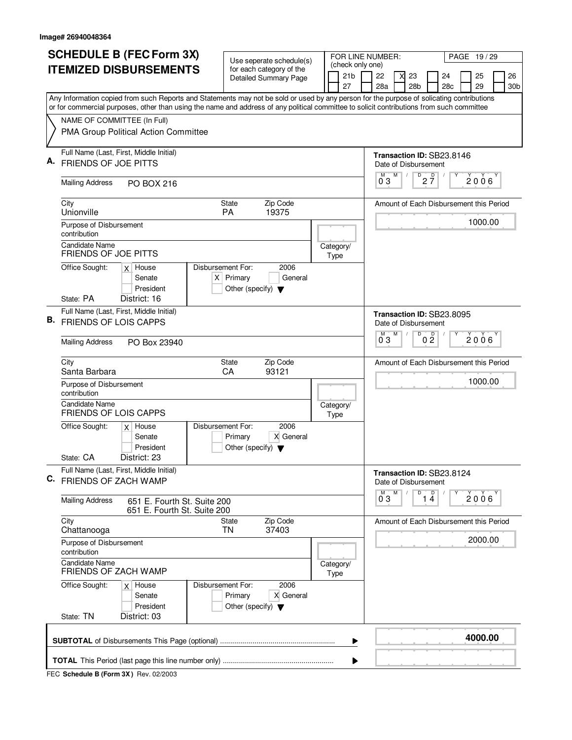Image# 26940048364

# SCHEDULE B (FEC Form 3X) ITEMIZED DISBURSEMENTS

Use seperate schedule(s) for each category of the Detailed Summary Page

FOR LINE NUMBER: (check only one)

21b [ ] 22 [ ] 23 [X] 24 [ ] 25 [ ] 26 [ ]
27 [ ] 28a [ ] 28b [ ] 28c [ ] 29 [ ] 30b [ ]

PAGE 19 / 29

Any Information copied from such Reports and Statements may not be sold or used by any person for the purpose of solicating contributions or for commercial purposes, other than using the name and address of any political committee to solicit contributions from such committee

NAME OF COMMITTEE (In Full)
PMA Group Political Action Committee

---

**A.** Full Name (Last, First, Middle Initial): FRIENDS OF JOE PITTS

Transaction ID: SB23.8146

Mailing Address: PO BOX 216

City: Unionville | State: PA | Zip Code: 19375

Date of Disbursement: 03 / 27 / 2006

Amount of Each Disbursement this Period: 1000.00

Purpose of Disbursement: contribution

Candidate Name: FRIENDS OF JOE PITTS

Category/Type:

Office Sought: [X] House [ ] Senate [ ] President

State: PA District: 16

Disbursement For: 2006 [X] Primary [ ] General [ ] Other (specify)

---

**B.** Full Name (Last, First, Middle Initial): FRIENDS OF LOIS CAPPS

Transaction ID: SB23.8095

Mailing Address: PO Box 23940

City: Santa Barbara | State: CA | Zip Code: 93121

Date of Disbursement: 03 / 02 / 2006

Amount of Each Disbursement this Period: 1000.00

Purpose of Disbursement: contribution

Candidate Name: FRIENDS OF LOIS CAPPS

Category/Type:

Office Sought: [X] House [ ] Senate [ ] President

State: CA District: 23

Disbursement For: 2006 [ ] Primary [X] General [ ] Other (specify)

---

**C.** Full Name (Last, First, Middle Initial): FRIENDS OF ZACH WAMP

Transaction ID: SB23.8124

Mailing Address: 651 E. Fourth St. Suite 200
651 E. Fourth St. Suite 200

City: Chattanooga | State: TN | Zip Code: 37403

Date of Disbursement: 03 / 14 / 2006

Amount of Each Disbursement this Period: 2000.00

Purpose of Disbursement: contribution

Candidate Name: FRIENDS OF ZACH WAMP

Category/Type:

Office Sought: [X] House [ ] Senate [ ] President

State: TN District: 03

Disbursement For: 2006 [ ] Primary [X] General [ ] Other (specify)

---

**SUBTOTAL** of Disbursements This Page (optional) ........ **4000.00**

**TOTAL** This Period (last page this line number only) ........

FEC **Schedule B (Form 3X)** Rev. 02/2003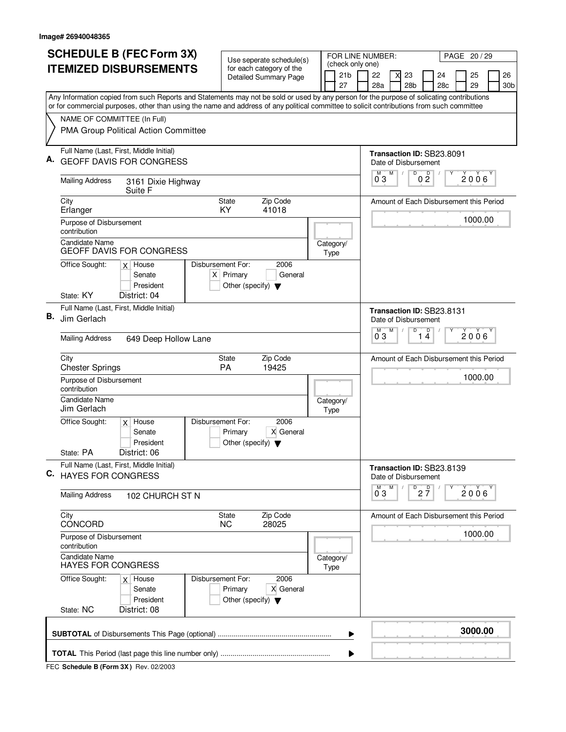Image# 26940048365

# SCHEDULE B (FEC Form 3X) ITEMIZED DISBURSEMENTS

Use seperate schedule(s) for each category of the Detailed Summary Page

FOR LINE NUMBER: (check only one)

21b | 22 | X 23 | 24 | 25 | 26
27 | 28a | 28b | 28c | 29 | 30b

Any Information copied from such Reports and Statements may not be sold or used by any person for the purpose of solicating contributions or for commercial purposes, other than using the name and address of any political committee to solicit contributions from such committee

NAME OF COMMITTEE (In Full)
PMA Group Political Action Committee

## A.

Full Name (Last, First, Middle Initial): GEOFF DAVIS FOR CONGRESS

Transaction ID: SB23.8091

Date of Disbursement: 03 / 02 / 2006

Mailing Address: 3161 Dixie Highway, Suite F

City: Erlanger | State: KY | Zip Code: 41018

Amount of Each Disbursement this Period: 1000.00

Purpose of Disbursement: contribution

Candidate Name: GEOFF DAVIS FOR CONGRESS

Category/Type:

Office Sought: X House / Senate / President

Disbursement For: 2006 — X Primary / General / Other (specify)

State: KY District: 04

## B.

Full Name (Last, First, Middle Initial): Jim Gerlach

Transaction ID: SB23.8131

Date of Disbursement: 03 / 14 / 2006

Mailing Address: 649 Deep Hollow Lane

City: Chester Springs | State: PA | Zip Code: 19425

Amount of Each Disbursement this Period: 1000.00

Purpose of Disbursement: contribution

Candidate Name: Jim Gerlach

Category/Type:

Office Sought: X House / Senate / President

Disbursement For: 2006 — Primary / X General / Other (specify)

State: PA District: 06

## C.

Full Name (Last, First, Middle Initial): HAYES FOR CONGRESS

Transaction ID: SB23.8139

Date of Disbursement: 03 / 27 / 2006

Mailing Address: 102 CHURCH ST N

City: CONCORD | State: NC | Zip Code: 28025

Amount of Each Disbursement this Period: 1000.00

Purpose of Disbursement: contribution

Candidate Name: HAYES FOR CONGRESS

Category/Type:

Office Sought: X House / Senate / President

Disbursement For: 2006 — Primary / X General / Other (specify)

State: NC District: 08

**SUBTOTAL** of Disbursements This Page (optional) ........ **3000.00**

**TOTAL** This Period (last page this line number only) ........

FEC **Schedule B (Form 3X)** Rev. 02/2003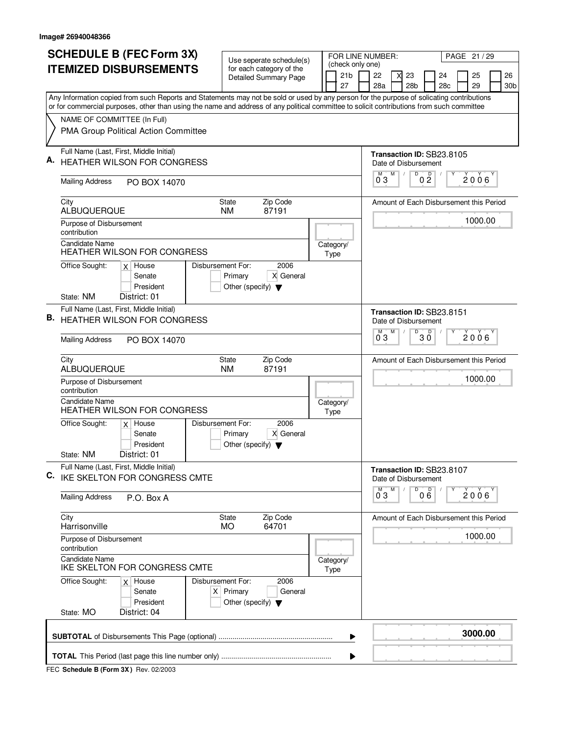Image# 26940048366

# SCHEDULE B (FEC Form 3X) ITEMIZED DISBURSEMENTS

Use seperate schedule(s) for each category of the Detailed Summary Page

FOR LINE NUMBER: (check only one)

| | | | | | |
|---|---|---|---|---|---|
| 21b | 22 | X 23 | 24 | 25 | 26 |
| 27 | 28a | 28b | 28c | 29 | 30b |

Any Information copied from such Reports and Statements may not be sold or used by any person for the purpose of solicating contributions or for commercial purposes, other than using the name and address of any political committee to solicit contributions from such committee

NAME OF COMMITTEE (In Full)
PMA Group Political Action Committee

## A.

Full Name (Last, First, Middle Initial): HEATHER WILSON FOR CONGRESS

Mailing Address: PO BOX 14070

City: ALBUQUERQUE | State: NM | Zip Code: 87191

Purpose of Disbursement: contribution

Candidate Name: HEATHER WILSON FOR CONGRESS

Category/Type:

Office Sought: X House / Senate / President

State: NM  District: 01

Disbursement For: 2006 — Primary / X General / Other (specify)

Transaction ID: SB23.8105

Date of Disbursement: 03 / 02 / 2006

Amount of Each Disbursement this Period: 1000.00

## B.

Full Name (Last, First, Middle Initial): HEATHER WILSON FOR CONGRESS

Mailing Address: PO BOX 14070

City: ALBUQUERQUE | State: NM | Zip Code: 87191

Purpose of Disbursement: contribution

Candidate Name: HEATHER WILSON FOR CONGRESS

Category/Type:

Office Sought: X House / Senate / President

State: NM  District: 01

Disbursement For: 2006 — Primary / X General / Other (specify)

Transaction ID: SB23.8151

Date of Disbursement: 03 / 30 / 2006

Amount of Each Disbursement this Period: 1000.00

## C.

Full Name (Last, First, Middle Initial): IKE SKELTON FOR CONGRESS CMTE

Mailing Address: P.O. Box A

City: Harrisonville | State: MO | Zip Code: 64701

Purpose of Disbursement: contribution

Candidate Name: IKE SKELTON FOR CONGRESS CMTE

Category/Type:

Office Sought: X House / Senate / President

State: MO  District: 04

Disbursement For: 2006 — X Primary / General / Other (specify)

Transaction ID: SB23.8107

Date of Disbursement: 03 / 06 / 2006

Amount of Each Disbursement this Period: 1000.00

---

**SUBTOTAL** of Disbursements This Page (optional) ........ **3000.00**

**TOTAL** This Period (last page this line number only) ........

FEC **Schedule B (Form 3X)** Rev. 02/2003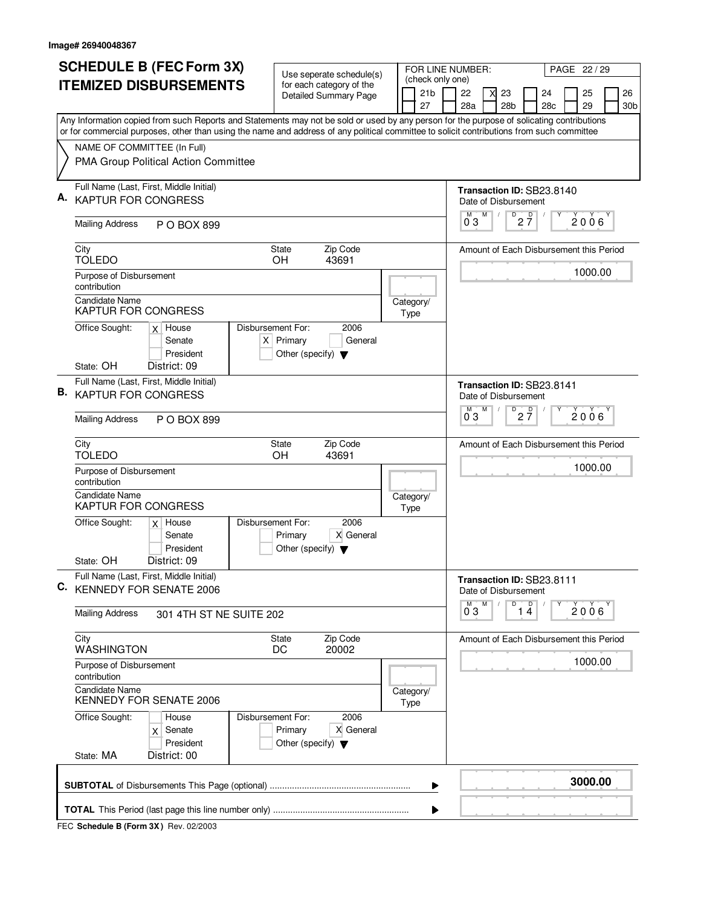Image# 26940048367

# SCHEDULE B (FEC Form 3X) ITEMIZED DISBURSEMENTS

Use seperate schedule(s) for each category of the Detailed Summary Page

FOR LINE NUMBER: (check only one)

21b | 22 | X 23 | 24 | 25 | 26 | 27 | 28a | 28b | 28c | 29 | 30b

PAGE 22 / 29

Any Information copied from such Reports and Statements may not be sold or used by any person for the purpose of solicating contributions or for commercial purposes, other than using the name and address of any political committee to solicit contributions from such committee

NAME OF COMMITTEE (In Full)
PMA Group Political Action Committee

---

**A.** Full Name (Last, First, Middle Initial): KAPTUR FOR CONGRESS

Transaction ID: SB23.8140

Date of Disbursement: 03/27/2006

Mailing Address: P O BOX 899

City: TOLEDO | State: OH | Zip Code: 43691

Amount of Each Disbursement this Period: 1000.00

Purpose of Disbursement: contribution

Candidate Name: KAPTUR FOR CONGRESS

Category/Type:

Office Sought: X House | Senate | President

Disbursement For: 2006 — X Primary | General | Other (specify)

State: OH | District: 09

---

**B.** Full Name (Last, First, Middle Initial): KAPTUR FOR CONGRESS

Transaction ID: SB23.8141

Date of Disbursement: 03/27/2006

Mailing Address: P O BOX 899

City: TOLEDO | State: OH | Zip Code: 43691

Amount of Each Disbursement this Period: 1000.00

Purpose of Disbursement: contribution

Candidate Name: KAPTUR FOR CONGRESS

Category/Type:

Office Sought: X House | Senate | President

Disbursement For: 2006 — Primary | X General | Other (specify)

State: OH | District: 09

---

**C.** Full Name (Last, First, Middle Initial): KENNEDY FOR SENATE 2006

Transaction ID: SB23.8111

Date of Disbursement: 03/14/2006

Mailing Address: 301 4TH ST NE SUITE 202

City: WASHINGTON | State: DC | Zip Code: 20002

Amount of Each Disbursement this Period: 1000.00

Purpose of Disbursement: contribution

Candidate Name: KENNEDY FOR SENATE 2006

Category/Type:

Office Sought: House | X Senate | President

Disbursement For: 2006 — Primary | X General | Other (specify)

State: MA | District: 00

---

**SUBTOTAL** of Disbursements This Page (optional): **3000.00**

**TOTAL** This Period (last page this line number only):

FEC **Schedule B (Form 3X)** Rev. 02/2003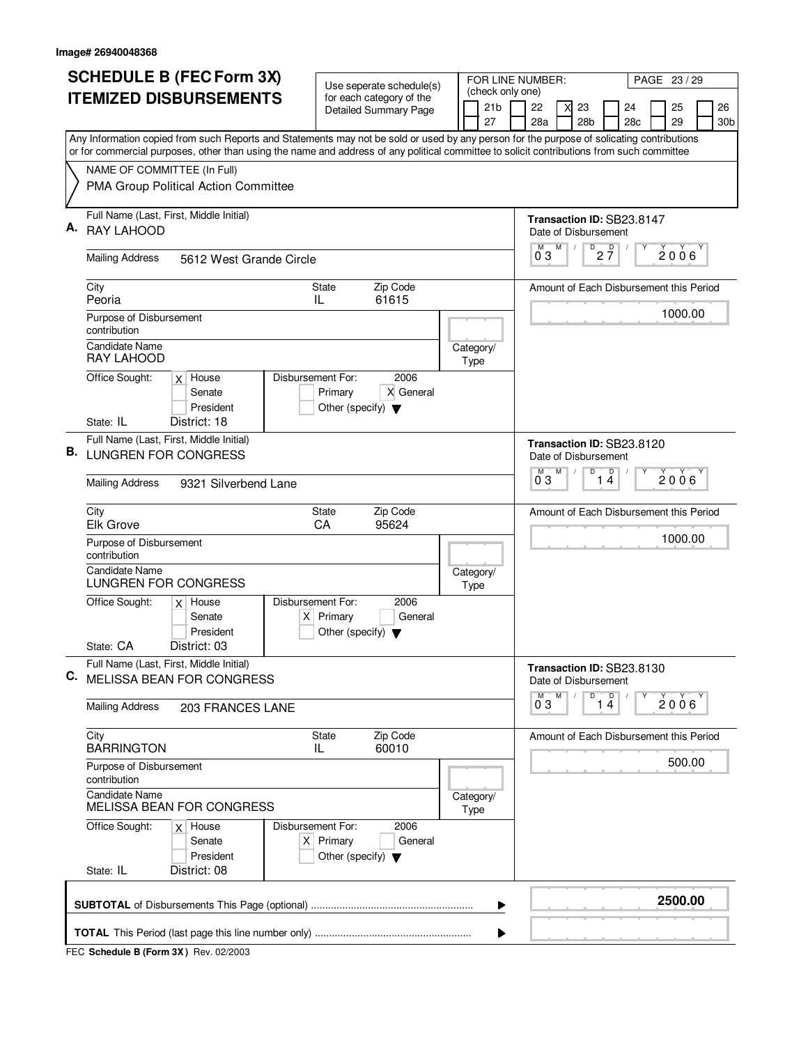Image# 26940048368

# SCHEDULE B (FEC Form 3X) ITEMIZED DISBURSEMENTS

Use seperate schedule(s) for each category of the Detailed Summary Page

FOR LINE NUMBER: (check only one)

| | | | | | | |
|---|---|---|---|---|---|---|
| 21b | 22 | X 23 | 24 | 25 | 26 |
| 27 | 28a | 28b | 28c | 29 | 30b |

PAGE 23 / 29

Any Information copied from such Reports and Statements may not be sold or used by any person for the purpose of solicating contributions or for commercial purposes, other than using the name and address of any political committee to solicit contributions from such committee

NAME OF COMMITTEE (In Full)
PMA Group Political Action Committee

---

**A.** Full Name (Last, First, Middle Initial): RAY LAHOOD

Transaction ID: SB23.8147
Date of Disbursement: 03 / 27 / 2006

Mailing Address: 5612 West Grande Circle
City: Peoria State: IL Zip Code: 61615

Amount of Each Disbursement this Period: 1000.00

Purpose of Disbursement: contribution
Candidate Name: RAY LAHOOD
Category/Type:

Office Sought: [X] House [ ] Senate [ ] President
State: IL District: 18
Disbursement For: 2006 [ ] Primary [X] General [ ] Other (specify)

---

**B.** Full Name (Last, First, Middle Initial): LUNGREN FOR CONGRESS

Transaction ID: SB23.8120
Date of Disbursement: 03 / 14 / 2006

Mailing Address: 9321 Silverbend Lane
City: Elk Grove State: CA Zip Code: 95624

Amount of Each Disbursement this Period: 1000.00

Purpose of Disbursement: contribution
Candidate Name: LUNGREN FOR CONGRESS
Category/Type:

Office Sought: [X] House [ ] Senate [ ] President
State: CA District: 03
Disbursement For: 2006 [X] Primary [ ] General [ ] Other (specify)

---

**C.** Full Name (Last, First, Middle Initial): MELISSA BEAN FOR CONGRESS

Transaction ID: SB23.8130
Date of Disbursement: 03 / 14 / 2006

Mailing Address: 203 FRANCES LANE
City: BARRINGTON State: IL Zip Code: 60010

Amount of Each Disbursement this Period: 500.00

Purpose of Disbursement: contribution
Candidate Name: MELISSA BEAN FOR CONGRESS
Category/Type:

Office Sought: [X] House [ ] Senate [ ] President
State: IL District: 08
Disbursement For: 2006 [X] Primary [ ] General [ ] Other (specify)

---

**SUBTOTAL** of Disbursements This Page (optional): **2500.00**

**TOTAL** This Period (last page this line number only):

FEC **Schedule B (Form 3X)** Rev. 02/2003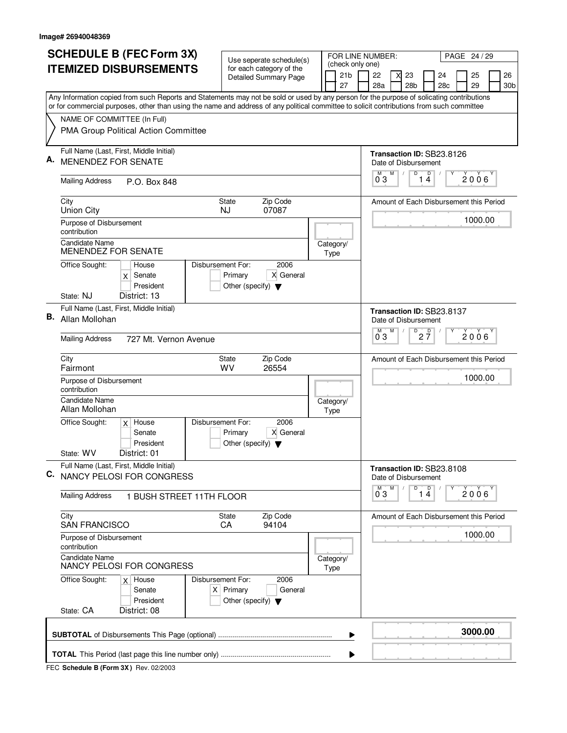Image# 26940048369

# SCHEDULE B (FEC Form 3X) ITEMIZED DISBURSEMENTS

Use seperate schedule(s) for each category of the Detailed Summary Page

FOR LINE NUMBER: (check only one)

| | | | | | |
|---|---|---|---|---|---|
| [ ] 21b | [ ] 22 | [X] 23 | [ ] 24 | [ ] 25 | [ ] 26 |
| [ ] 27 | [ ] 28a | [ ] 28b | [ ] 28c | [ ] 29 | [ ] 30b |

PAGE 24 / 29

Any Information copied from such Reports and Statements may not be sold or used by any person for the purpose of solicating contributions or for commercial purposes, other than using the name and address of any political committee to solicit contributions from such committee

NAME OF COMMITTEE (In Full)
PMA Group Political Action Committee

---

**A.** Full Name (Last, First, Middle Initial): MENENDEZ FOR SENATE

Transaction ID: SB23.8126

Date of Disbursement: 03 / 14 / 2006

Mailing Address: P.O. Box 848

City: Union City | State: NJ | Zip Code: 07087

Amount of Each Disbursement this Period: 1000.00

Purpose of Disbursement: contribution

Candidate Name: MENENDEZ FOR SENATE

Category/Type:

Office Sought: [ ] House [X] Senate [ ] President

Disbursement For: 2006 [ ] Primary [X] General [ ] Other (specify)

State: NJ District: 13

---

**B.** Full Name (Last, First, Middle Initial): Allan Mollohan

Transaction ID: SB23.8137

Date of Disbursement: 03 / 27 / 2006

Mailing Address: 727 Mt. Vernon Avenue

City: Fairmont | State: WV | Zip Code: 26554

Amount of Each Disbursement this Period: 1000.00

Purpose of Disbursement: contribution

Candidate Name: Allan Mollohan

Category/Type:

Office Sought: [X] House [ ] Senate [ ] President

Disbursement For: 2006 [ ] Primary [X] General [ ] Other (specify)

State: WV District: 01

---

**C.** Full Name (Last, First, Middle Initial): NANCY PELOSI FOR CONGRESS

Transaction ID: SB23.8108

Date of Disbursement: 03 / 14 / 2006

Mailing Address: 1 BUSH STREET 11TH FLOOR

City: SAN FRANCISCO | State: CA | Zip Code: 94104

Amount of Each Disbursement this Period: 1000.00

Purpose of Disbursement: contribution

Candidate Name: NANCY PELOSI FOR CONGRESS

Category/Type:

Office Sought: [X] House [ ] Senate [ ] President

Disbursement For: 2006 [X] Primary [ ] General [ ] Other (specify)

State: CA District: 08

---

**SUBTOTAL** of Disbursements This Page (optional) ........ **3000.00**

**TOTAL** This Period (last page this line number only) ........

FEC **Schedule B (Form 3X)** Rev. 02/2003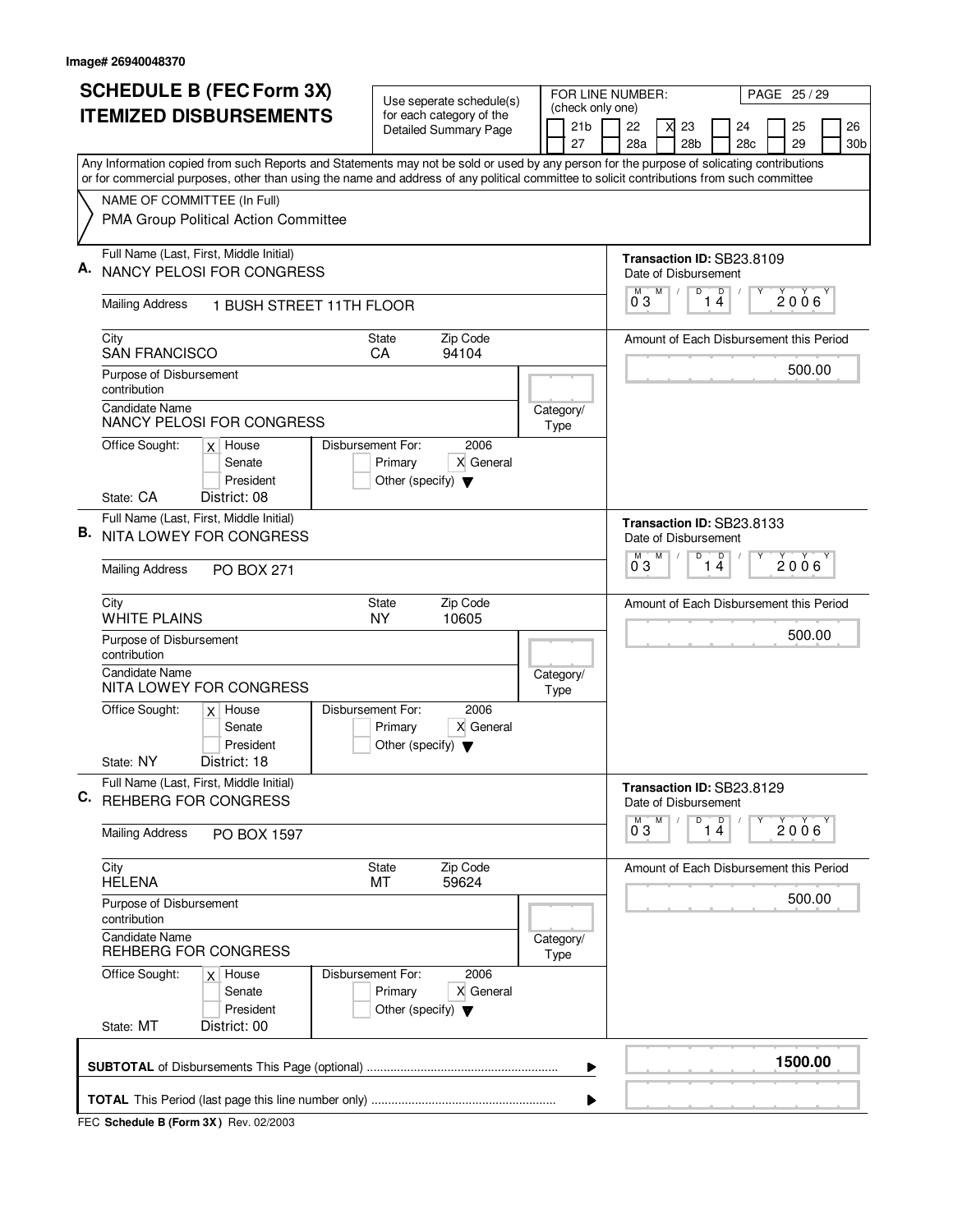Image# 26940048370

# SCHEDULE B (FEC Form 3X) ITEMIZED DISBURSEMENTS

Use seperate schedule(s) for each category of the Detailed Summary Page

FOR LINE NUMBER: (check only one)

| | | | | | | |
|---|---|---|---|---|---|---|
| 21b | 22 | X 23 | 24 | 25 | 26 |
| 27 | 28a | 28b | 28c | 29 | 30b |

PAGE 25 / 29

Any Information copied from such Reports and Statements may not be sold or used by any person for the purpose of solicating contributions or for commercial purposes, other than using the name and address of any political committee to solicit contributions from such committee

NAME OF COMMITTEE (In Full)
PMA Group Political Action Committee

---

**A.** Full Name (Last, First, Middle Initial): NANCY PELOSI FOR CONGRESS

Mailing Address: 1 BUSH STREET 11TH FLOOR

City: SAN FRANCISCO | State: CA | Zip Code: 94104

Purpose of Disbursement: contribution

Candidate Name: NANCY PELOSI FOR CONGRESS

Category/Type:

Office Sought: [X] House [ ] Senate [ ] President

State: CA District: 08

Disbursement For: 2006 [ ] Primary [X] General [ ] Other (specify)

Transaction ID: SB23.8109

Date of Disbursement: 03 / 14 / 2006

Amount of Each Disbursement this Period: 500.00

---

**B.** Full Name (Last, First, Middle Initial): NITA LOWEY FOR CONGRESS

Mailing Address: PO BOX 271

City: WHITE PLAINS | State: NY | Zip Code: 10605

Purpose of Disbursement: contribution

Candidate Name: NITA LOWEY FOR CONGRESS

Category/Type:

Office Sought: [X] House [ ] Senate [ ] President

State: NY District: 18

Disbursement For: 2006 [ ] Primary [X] General [ ] Other (specify)

Transaction ID: SB23.8133

Date of Disbursement: 03 / 14 / 2006

Amount of Each Disbursement this Period: 500.00

---

**C.** Full Name (Last, First, Middle Initial): REHBERG FOR CONGRESS

Mailing Address: PO BOX 1597

City: HELENA | State: MT | Zip Code: 59624

Purpose of Disbursement: contribution

Candidate Name: REHBERG FOR CONGRESS

Category/Type:

Office Sought: [X] House [ ] Senate [ ] President

State: MT District: 00

Disbursement For: 2006 [ ] Primary [X] General [ ] Other (specify)

Transaction ID: SB23.8129

Date of Disbursement: 03 / 14 / 2006

Amount of Each Disbursement this Period: 500.00

---

**SUBTOTAL** of Disbursements This Page (optional) ........ **1500.00**

**TOTAL** This Period (last page this line number only) ........

FEC **Schedule B (Form 3X)** Rev. 02/2003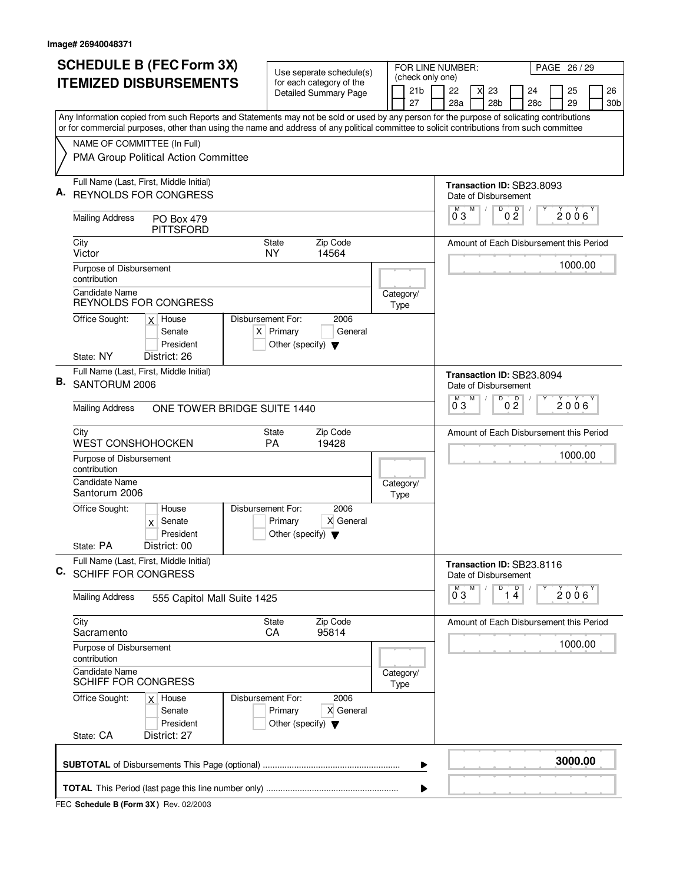Image# 26940048371

# SCHEDULE B (FEC Form 3X) ITEMIZED DISBURSEMENTS

Use seperate schedule(s) for each category of the Detailed Summary Page

FOR LINE NUMBER: (check only one)

[ ] 21b [ ] 22 [X] 23 [ ] 24 [ ] 25 [ ] 26 [ ] 27 [ ] 28a [ ] 28b [ ] 28c [ ] 29 [ ] 30b

Any Information copied from such Reports and Statements may not be sold or used by any person for the purpose of solicating contributions or for commercial purposes, other than using the name and address of any political committee to solicit contributions from such committee

NAME OF COMMITTEE (In Full)
PMA Group Political Action Committee

---

**A.** Full Name (Last, First, Middle Initial): REYNOLDS FOR CONGRESS

Transaction ID: SB23.8093

Date of Disbursement: 03 / 02 / 2006

Mailing Address: PO Box 479 PITTSFORD

City: Victor | State: NY | Zip Code: 14564

Amount of Each Disbursement this Period: 1000.00

Purpose of Disbursement: contribution

Candidate Name: REYNOLDS FOR CONGRESS

Category/Type:

Office Sought: [X] House [ ] Senate [ ] President

Disbursement For: 2006 [X] Primary [ ] General [ ] Other (specify)

State: NY District: 26

---

**B.** Full Name (Last, First, Middle Initial): SANTORUM 2006

Transaction ID: SB23.8094

Date of Disbursement: 03 / 02 / 2006

Mailing Address: ONE TOWER BRIDGE SUITE 1440

City: WEST CONSHOHOCKEN | State: PA | Zip Code: 19428

Amount of Each Disbursement this Period: 1000.00

Purpose of Disbursement: contribution

Candidate Name: Santorum 2006

Category/Type:

Office Sought: [ ] House [X] Senate [ ] President

Disbursement For: 2006 [ ] Primary [X] General [ ] Other (specify)

State: PA District: 00

---

**C.** Full Name (Last, First, Middle Initial): SCHIFF FOR CONGRESS

Transaction ID: SB23.8116

Date of Disbursement: 03 / 14 / 2006

Mailing Address: 555 Capitol Mall Suite 1425

City: Sacramento | State: CA | Zip Code: 95814

Amount of Each Disbursement this Period: 1000.00

Purpose of Disbursement: contribution

Candidate Name: SCHIFF FOR CONGRESS

Category/Type:

Office Sought: [X] House [ ] Senate [ ] President

Disbursement For: 2006 [ ] Primary [X] General [ ] Other (specify)

State: CA District: 27

---

**SUBTOTAL** of Disbursements This Page (optional): **3000.00**

**TOTAL** This Period (last page this line number only):

FEC **Schedule B (Form 3X)** Rev. 02/2003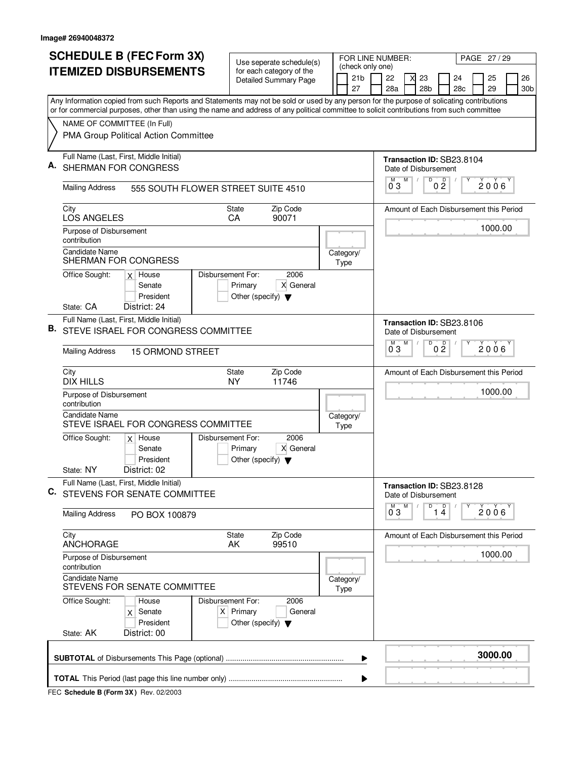Image# 26940048372

# SCHEDULE B (FEC Form 3X) ITEMIZED DISBURSEMENTS

Use seperate schedule(s) for each category of the Detailed Summary Page

FOR LINE NUMBER: (check only one)

21b | 22 | [X] 23 | 24 | 25 | 26 | 27 | 28a | 28b | 28c | 29 | 30b

PAGE 27 / 29

Any Information copied from such Reports and Statements may not be sold or used by any person for the purpose of solicating contributions or for commercial purposes, other than using the name and address of any political committee to solicit contributions from such committee

NAME OF COMMITTEE (In Full)
PMA Group Political Action Committee

---

**A.** Full Name (Last, First, Middle Initial): SHERMAN FOR CONGRESS

Mailing Address: 555 SOUTH FLOWER STREET SUITE 4510

City: LOS ANGELES | State: CA | Zip Code: 90071

Purpose of Disbursement: contribution

Candidate Name: SHERMAN FOR CONGRESS

Category/Type:

Office Sought: [X] House [ ] Senate [ ] President

State: CA District: 24

Disbursement For: 2006 [ ] Primary [X] General [ ] Other (specify)

Transaction ID: SB23.8104

Date of Disbursement: 03/02/2006

Amount of Each Disbursement this Period: 1000.00

---

**B.** Full Name (Last, First, Middle Initial): STEVE ISRAEL FOR CONGRESS COMMITTEE

Mailing Address: 15 ORMOND STREET

City: DIX HILLS | State: NY | Zip Code: 11746

Purpose of Disbursement: contribution

Candidate Name: STEVE ISRAEL FOR CONGRESS COMMITTEE

Category/Type:

Office Sought: [X] House [ ] Senate [ ] President

State: NY District: 02

Disbursement For: 2006 [ ] Primary [X] General [ ] Other (specify)

Transaction ID: SB23.8106

Date of Disbursement: 03/02/2006

Amount of Each Disbursement this Period: 1000.00

---

**C.** Full Name (Last, First, Middle Initial): STEVENS FOR SENATE COMMITTEE

Mailing Address: PO BOX 100879

City: ANCHORAGE | State: AK | Zip Code: 99510

Purpose of Disbursement: contribution

Candidate Name: STEVENS FOR SENATE COMMITTEE

Category/Type:

Office Sought: [ ] House [X] Senate [ ] President

State: AK District: 00

Disbursement For: 2006 [X] Primary [ ] General [ ] Other (specify)

Transaction ID: SB23.8128

Date of Disbursement: 03/14/2006

Amount of Each Disbursement this Period: 1000.00

---

**SUBTOTAL** of Disbursements This Page (optional) ........ **3000.00**

**TOTAL** This Period (last page this line number only) ........

FEC **Schedule B (Form 3X)** Rev. 02/2003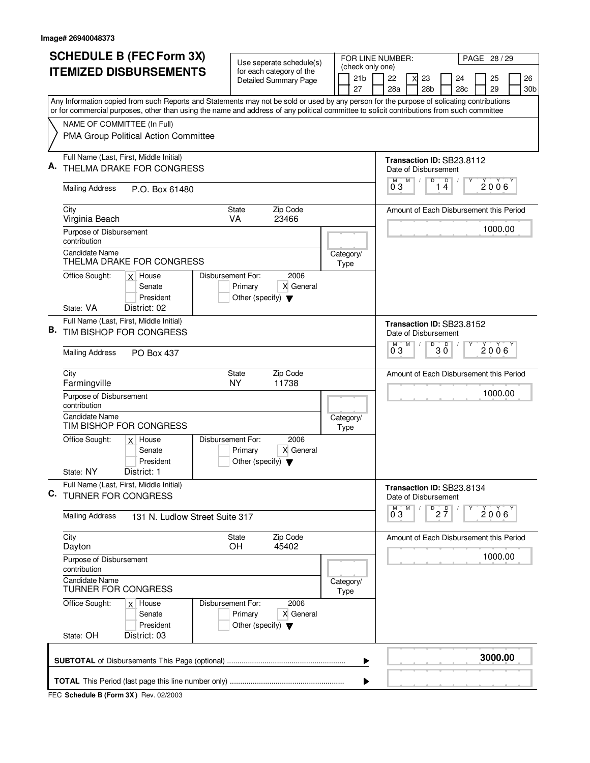Image# 26940048373

# SCHEDULE B (FEC Form 3X) ITEMIZED DISBURSEMENTS

Use seperate schedule(s) for each category of the Detailed Summary Page

FOR LINE NUMBER: (check only one)

21b | 22 | **X** 23 | 24 | 25 | 26 | 27 | 28a | 28b | 28c | 29 | 30b

PAGE 28 / 29

Any Information copied from such Reports and Statements may not be sold or used by any person for the purpose of solicating contributions or for commercial purposes, other than using the name and address of any political committee to solicit contributions from such committee

NAME OF COMMITTEE (In Full)
PMA Group Political Action Committee

---

**A.** Full Name (Last, First, Middle Initial): THELMA DRAKE FOR CONGRESS

Transaction ID: SB23.8112

Date of Disbursement: 03 / 14 / 2006

Mailing Address: P.O. Box 61480

City: Virginia Beach | State: VA | Zip Code: 23466

Amount of Each Disbursement this Period: 1000.00

Purpose of Disbursement: contribution

Candidate Name: THELMA DRAKE FOR CONGRESS

Category/Type:

Office Sought: **X** House | Senate | President

State: VA District: 02

Disbursement For: 2006 — Primary | **X** General | Other (specify)

---

**B.** Full Name (Last, First, Middle Initial): TIM BISHOP FOR CONGRESS

Transaction ID: SB23.8152

Date of Disbursement: 03 / 30 / 2006

Mailing Address: PO Box 437

City: Farmingville | State: NY | Zip Code: 11738

Amount of Each Disbursement this Period: 1000.00

Purpose of Disbursement: contribution

Candidate Name: TIM BISHOP FOR CONGRESS

Category/Type:

Office Sought: **X** House | Senate | President

State: NY District: 1

Disbursement For: 2006 — Primary | **X** General | Other (specify)

---

**C.** Full Name (Last, First, Middle Initial): TURNER FOR CONGRESS

Transaction ID: SB23.8134

Date of Disbursement: 03 / 27 / 2006

Mailing Address: 131 N. Ludlow Street Suite 317

City: Dayton | State: OH | Zip Code: 45402

Amount of Each Disbursement this Period: 1000.00

Purpose of Disbursement: contribution

Candidate Name: TURNER FOR CONGRESS

Category/Type:

Office Sought: **X** House | Senate | President

State: OH District: 03

Disbursement For: 2006 — Primary | **X** General | Other (specify)

---

**SUBTOTAL** of Disbursements This Page (optional) ........ **3000.00**

**TOTAL** This Period (last page this line number only) ........

FEC **Schedule B (Form 3X)** Rev. 02/2003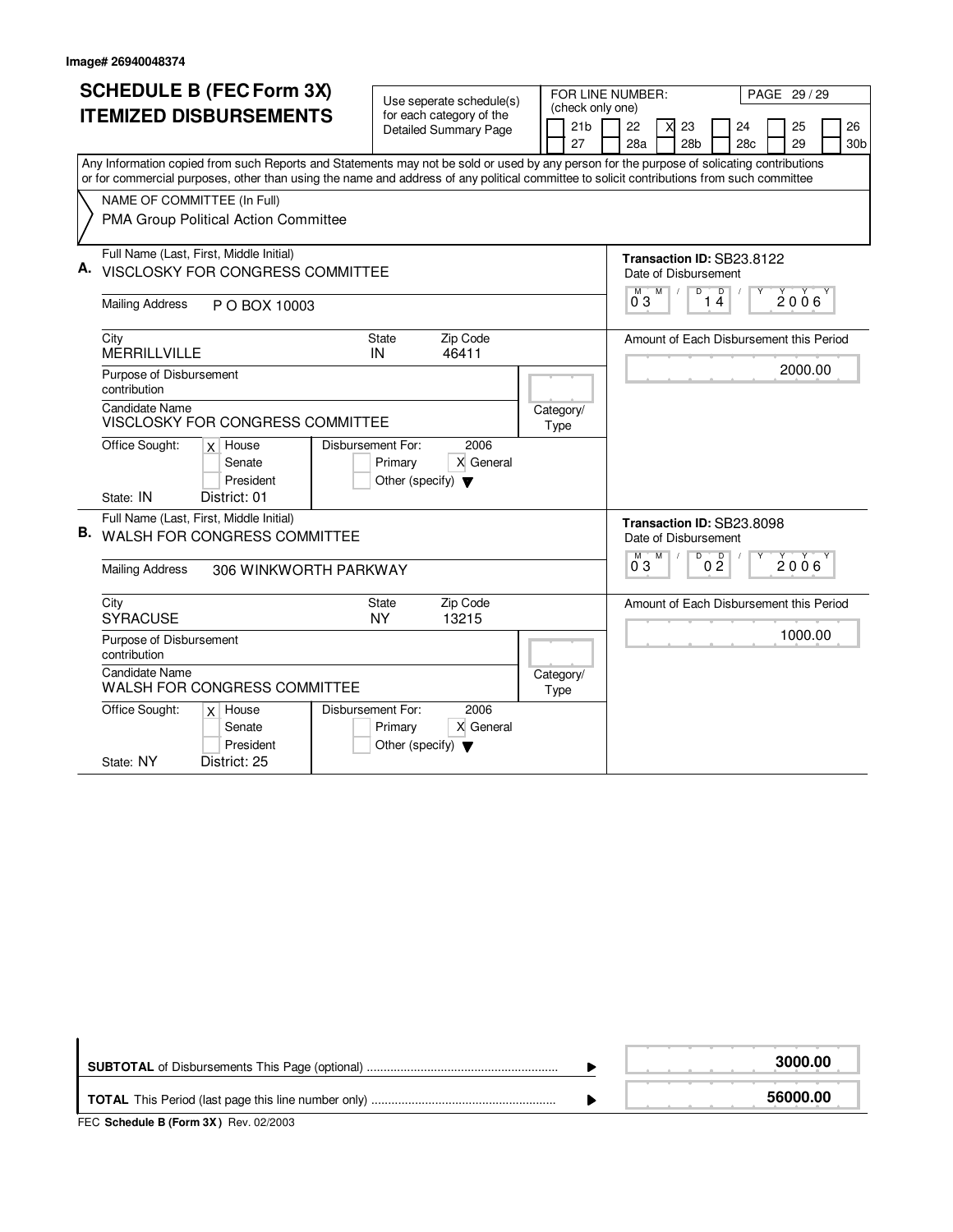Image# 26940048374

# SCHEDULE B (FEC Form 3X) ITEMIZED DISBURSEMENTS

Use seperate schedule(s) for each category of the Detailed Summary Page

FOR LINE NUMBER: (check only one)

[ ] 21b [ ] 22 [X] 23 [ ] 24 [ ] 25 [ ] 26
[ ] 27 [ ] 28a [ ] 28b [ ] 28c [ ] 29 [ ] 30b

PAGE 29 / 29

Any Information copied from such Reports and Statements may not be sold or used by any person for the purpose of solicating contributions or for commercial purposes, other than using the name and address of any political committee to solicit contributions from such committee

NAME OF COMMITTEE (In Full)
PMA Group Political Action Committee

**A.** Full Name (Last, First, Middle Initial): VISCLOSKY FOR CONGRESS COMMITTEE

Mailing Address: P O BOX 10003

City: MERRILLVILLE | State: IN | Zip Code: 46411

Purpose of Disbursement: contribution

Candidate Name: VISCLOSKY FOR CONGRESS COMMITTEE

Category/Type:

Office Sought: [X] House [ ] Senate [ ] President

State: IN District: 01

Disbursement For: 2006 [ ] Primary [X] General [ ] Other (specify)

Transaction ID: SB23.8122

Date of Disbursement: 03 / 14 / 2006

Amount of Each Disbursement this Period: 2000.00

**B.** Full Name (Last, First, Middle Initial): WALSH FOR CONGRESS COMMITTEE

Mailing Address: 306 WINKWORTH PARKWAY

City: SYRACUSE | State: NY | Zip Code: 13215

Purpose of Disbursement: contribution

Candidate Name: WALSH FOR CONGRESS COMMITTEE

Category/Type:

Office Sought: [X] House [ ] Senate [ ] President

State: NY District: 25

Disbursement For: 2006 [ ] Primary [X] General [ ] Other (specify)

Transaction ID: SB23.8098

Date of Disbursement: 03 / 02 / 2006

Amount of Each Disbursement this Period: 1000.00

**SUBTOTAL** of Disbursements This Page (optional) ........ **3000.00**

**TOTAL** This Period (last page this line number only) ........ **56000.00**

FEC **Schedule B (Form 3X)** Rev. 02/2003